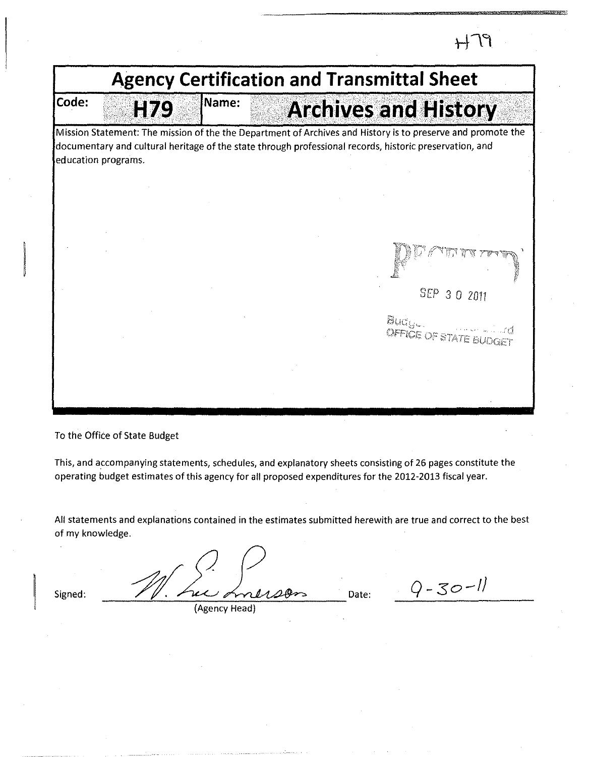H79

# Agency Certification and Transmittal Sheet

| Code: | H79 | Name: | Archives and History |
|---|---|---|---|

Mission Statement: The mission of the the Department of Archives and History is to preserve and promote the documentary and cultural heritage of the state through professional records, historic preservation, and education programs.

RECEIVED
SEP 30 2011
Budget ... Board
OFFICE OF STATE BUDGET

To the Office of State Budget

This, and accompanying statements, schedules, and explanatory sheets consisting of 26 pages constitute the operating budget estimates of this agency for all proposed expenditures for the 2012-2013 fiscal year.

All statements and explanations contained in the estimates submitted herewith are true and correct to the best of my knowledge.

Signed: W. Eric Emerson (Agency Head) Date: 9-30-11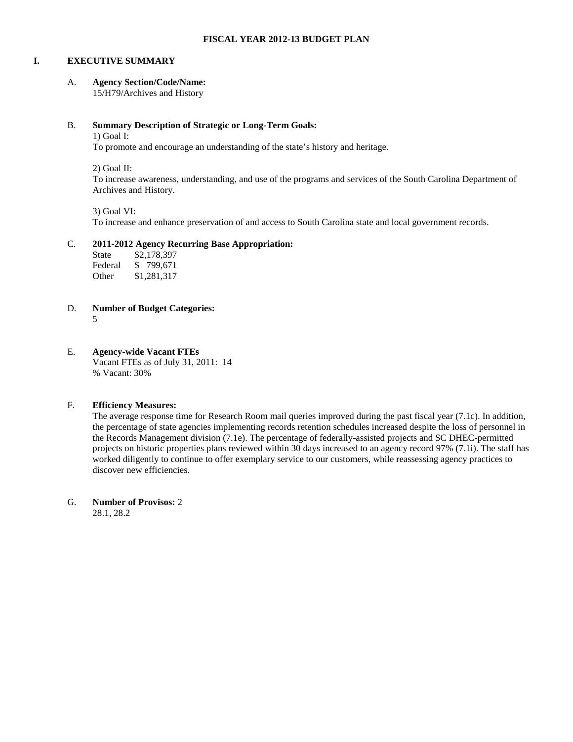# FISCAL YEAR 2012-13 BUDGET PLAN

## I. EXECUTIVE SUMMARY

A. **Agency Section/Code/Name:**
15/H79/Archives and History

B. **Summary Description of Strategic or Long-Term Goals:**

1) Goal I:
To promote and encourage an understanding of the state's history and heritage.

2) Goal II:
To increase awareness, understanding, and use of the programs and services of the South Carolina Department of Archives and History.

3) Goal VI:
To increase and enhance preservation of and access to South Carolina state and local government records.

C. **2011-2012 Agency Recurring Base Appropriation:**

| | |
|---|---|
| State | $2,178,397 |
| Federal | $ 799,671 |
| Other | $1,281,317 |

D. **Number of Budget Categories:**
5

E. **Agency-wide Vacant FTEs**
Vacant FTEs as of July 31, 2011: 14
% Vacant: 30%

F. **Efficiency Measures:**
The average response time for Research Room mail queries improved during the past fiscal year (7.1c). In addition, the percentage of state agencies implementing records retention schedules increased despite the loss of personnel in the Records Management division (7.1e). The percentage of federally-assisted projects and SC DHEC-permitted projects on historic properties plans reviewed within 30 days increased to an agency record 97% (7.1i). The staff has worked diligently to continue to offer exemplary service to our customers, while reassessing agency practices to discover new efficiencies.

G. **Number of Provisos:** 2
28.1, 28.2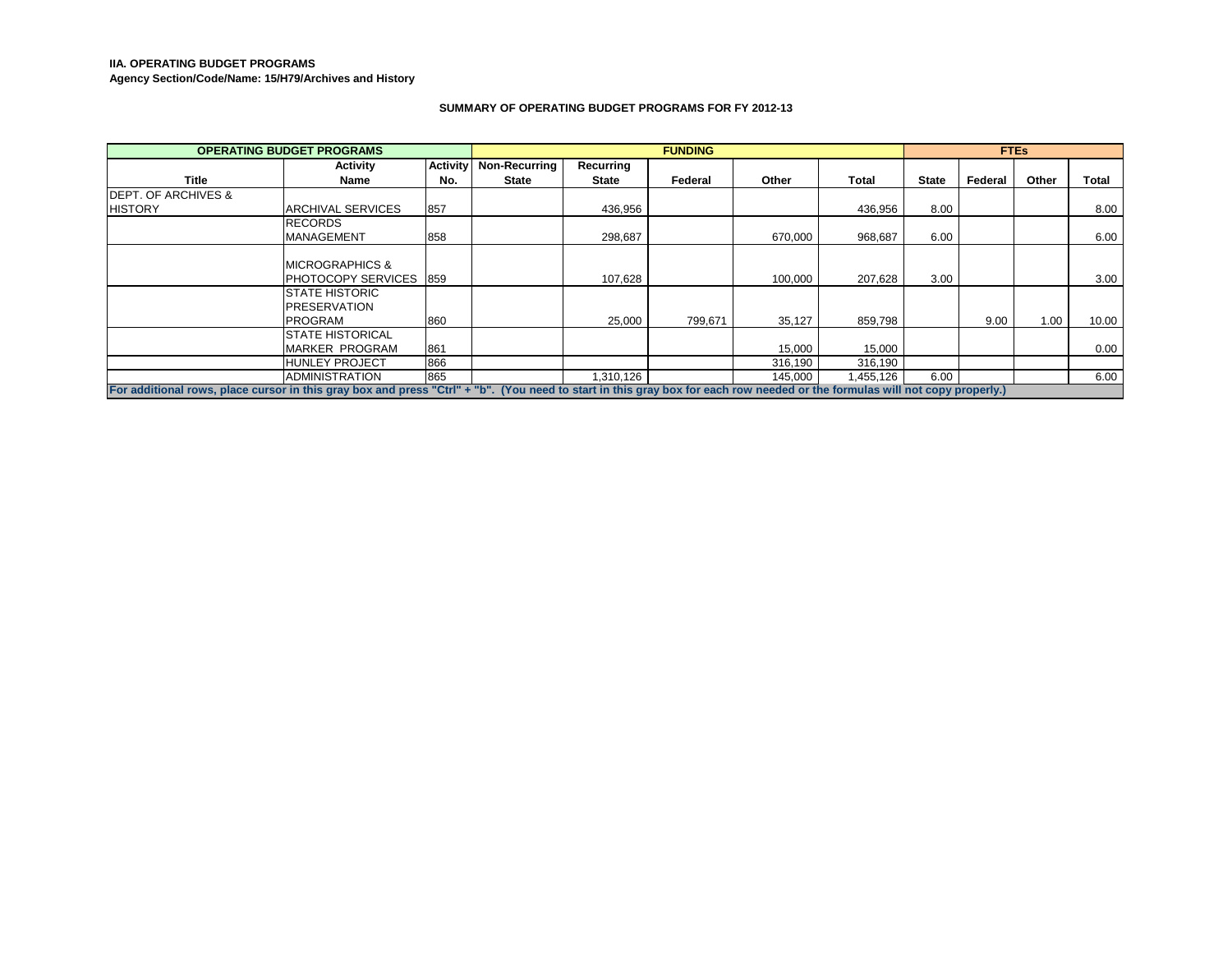**IIA. OPERATING BUDGET PROGRAMS**
**Agency Section/Code/Name: 15/H79/Archives and History**

**SUMMARY OF OPERATING BUDGET PROGRAMS FOR FY 2012-13**

| OPERATING BUDGET PROGRAMS | | | FUNDING | | | | | FTEs | | | |
|---|---|---|---|---|---|---|---|---|---|---|---|
| Title | Activity Name | Activity No. | Non-Recurring State | Recurring State | Federal | Other | Total | State | Federal | Other | Total |
| DEPT. OF ARCHIVES & HISTORY | ARCHIVAL SERVICES | 857 | | 436,956 | | | 436,956 | 8.00 | | | 8.00 |
| | RECORDS MANAGEMENT | 858 | | 298,687 | | 670,000 | 968,687 | 6.00 | | | 6.00 |
| | MICROGRAPHICS & PHOTOCOPY SERVICES | 859 | | 107,628 | | 100,000 | 207,628 | 3.00 | | | 3.00 |
| | STATE HISTORIC PRESERVATION PROGRAM | 860 | | 25,000 | 799,671 | 35,127 | 859,798 | | 9.00 | 1.00 | 10.00 |
| | STATE HISTORICAL MARKER PROGRAM | 861 | | | | 15,000 | 15,000 | | | | 0.00 |
| | HUNLEY PROJECT | 866 | | | | 316,190 | 316,190 | | | | |
| | ADMINISTRATION | 865 | | 1,310,126 | | 145,000 | 1,455,126 | 6.00 | | | 6.00 |

**For additional rows, place cursor in this gray box and press "Ctrl" + "b". (You need to start in this gray box for each row needed or the formulas will not copy properly.)**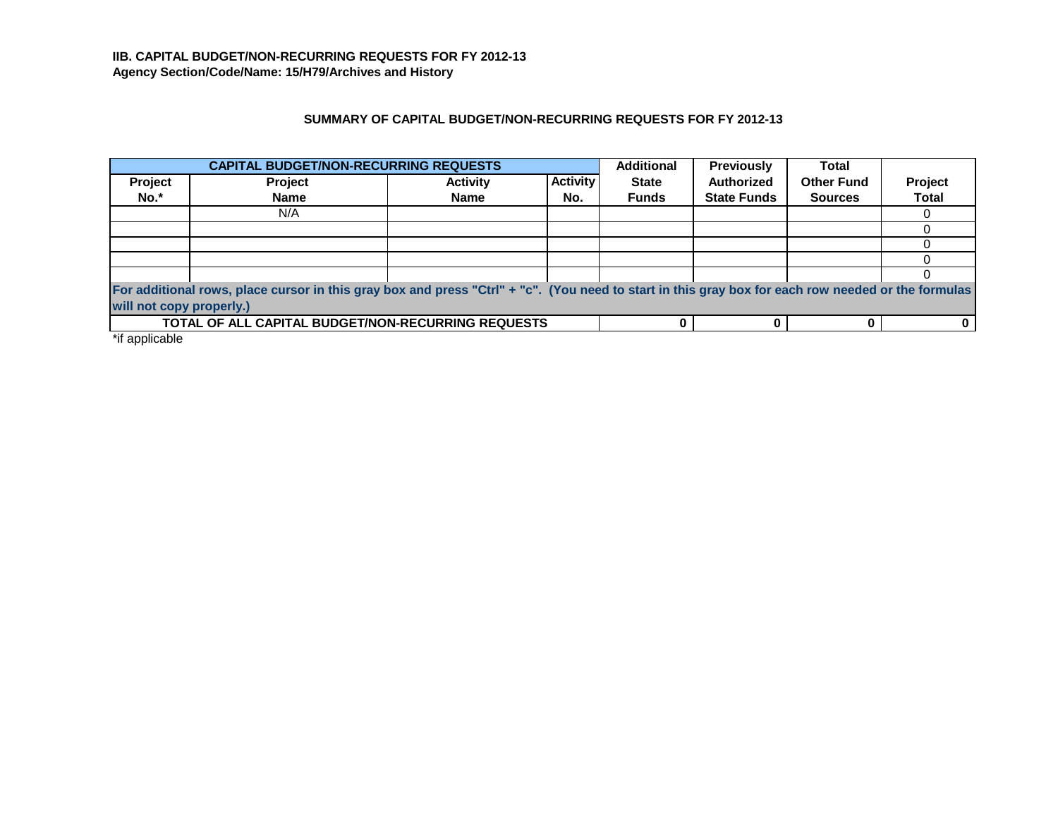**IIB. CAPITAL BUDGET/NON-RECURRING REQUESTS FOR FY 2012-13**
**Agency Section/Code/Name: 15/H79/Archives and History**

### SUMMARY OF CAPITAL BUDGET/NON-RECURRING REQUESTS FOR FY 2012-13

| CAPITAL BUDGET/NON-RECURRING REQUESTS | | | | Additional | Previously | Total | |
|---|---|---|---|---|---|---|---|
| Project No.* | Project Name | Activity Name | Activity No. | State Funds | Authorized State Funds | Other Fund Sources | Project Total |
| | N/A | | | | | | 0 |
| | | | | | | | 0 |
| | | | | | | | 0 |
| | | | | | | | 0 |
| | | | | | | | 0 |
| For additional rows, place cursor in this gray box and press "Ctrl" + "c". (You need to start in this gray box for each row needed or the formulas will not copy properly.) | | | | | | | |
| TOTAL OF ALL CAPITAL BUDGET/NON-RECURRING REQUESTS | | | | 0 | 0 | 0 | 0 |

*if applicable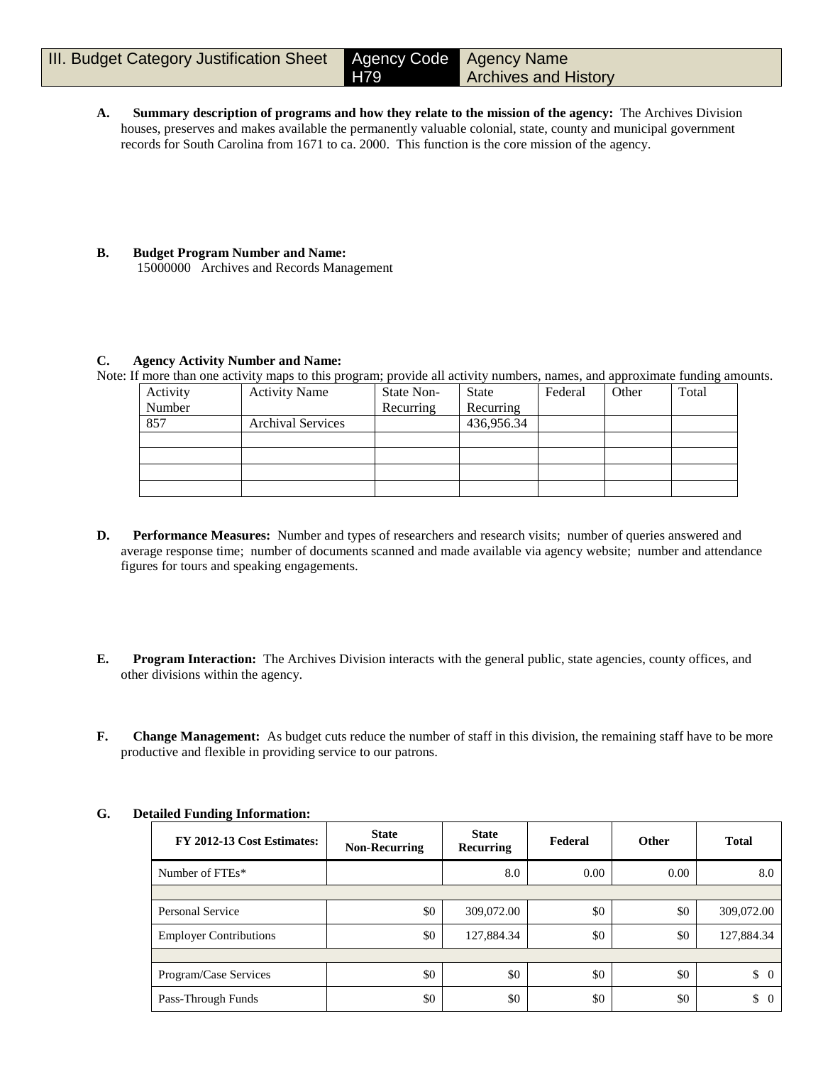| III. Budget Category Justification Sheet | Agency Code H79 | Agency Name Archives and History |
|---|---|---|

**A. Summary description of programs and how they relate to the mission of the agency:** The Archives Division houses, preserves and makes available the permanently valuable colonial, state, county and municipal government records for South Carolina from 1671 to ca. 2000. This function is the core mission of the agency.

**B. Budget Program Number and Name:**
15000000 Archives and Records Management

**C. Agency Activity Number and Name:**
Note: If more than one activity maps to this program; provide all activity numbers, names, and approximate funding amounts.

| Activity Number | Activity Name | State Non-Recurring | State Recurring | Federal | Other | Total |
|---|---|---|---|---|---|---|
| 857 | Archival Services | | 436,956.34 | | | |
| | | | | | | |
| | | | | | | |
| | | | | | | |
| | | | | | | |

**D. Performance Measures:** Number and types of researchers and research visits; number of queries answered and average response time; number of documents scanned and made available via agency website; number and attendance figures for tours and speaking engagements.

**E. Program Interaction:** The Archives Division interacts with the general public, state agencies, county offices, and other divisions within the agency.

**F. Change Management:** As budget cuts reduce the number of staff in this division, the remaining staff have to be more productive and flexible in providing service to our patrons.

**G. Detailed Funding Information:**

| FY 2012-13 Cost Estimates: | State Non-Recurring | State Recurring | Federal | Other | Total |
|---|---|---|---|---|---|
| Number of FTEs* | | 8.0 | 0.00 | 0.00 | 8.0 |
| | | | | | |
| Personal Service | $0 | 309,072.00 | $0 | $0 | 309,072.00 |
| Employer Contributions | $0 | 127,884.34 | $0 | $0 | 127,884.34 |
| | | | | | |
| Program/Case Services | $0 | $0 | $0 | $0 | $ 0 |
| Pass-Through Funds | $0 | $0 | $0 | $0 | $ 0 |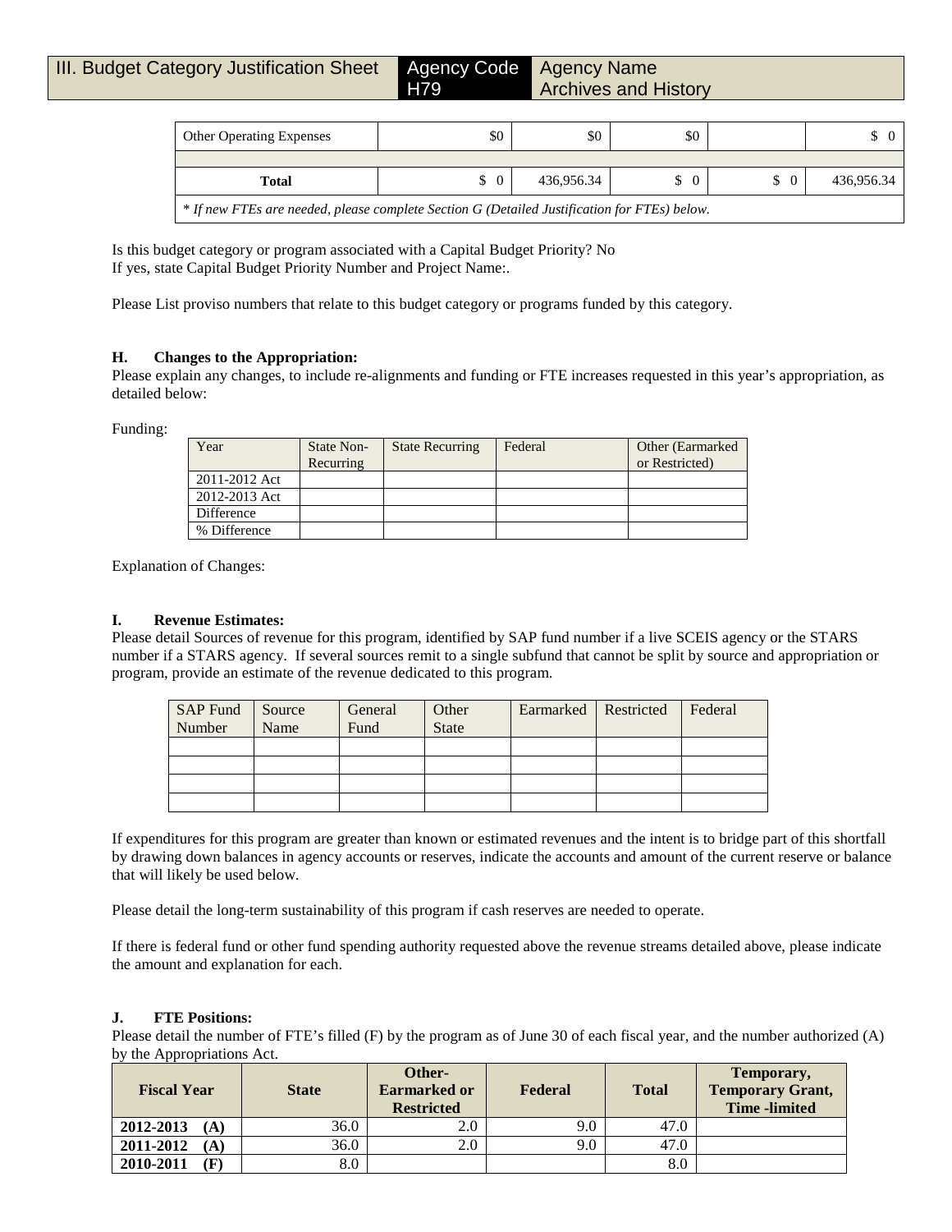| III. Budget Category Justification Sheet | Agency Code H79 | Agency Name Archives and History |
|---|---|---|

| Other Operating Expenses | $0 | $0 | $0 | | $ 0 |
|---|---|---|---|---|---|
| | | | | | |
| **Total** | $ 0 | 436,956.34 | $ 0 | $ 0 | 436,956.34 |

*\* If new FTEs are needed, please complete Section G (Detailed Justification for FTEs) below.*

Is this budget category or program associated with a Capital Budget Priority? No
If yes, state Capital Budget Priority Number and Project Name:.

Please List proviso numbers that relate to this budget category or programs funded by this category.

**H. Changes to the Appropriation:**
Please explain any changes, to include re-alignments and funding or FTE increases requested in this year's appropriation, as detailed below:

Funding:

| Year | State Non-Recurring | State Recurring | Federal | Other (Earmarked or Restricted) |
|---|---|---|---|---|
| 2011-2012 Act | | | | |
| 2012-2013 Act | | | | |
| Difference | | | | |
| % Difference | | | | |

Explanation of Changes:

**I. Revenue Estimates:**
Please detail Sources of revenue for this program, identified by SAP fund number if a live SCEIS agency or the STARS number if a STARS agency. If several sources remit to a single subfund that cannot be split by source and appropriation or program, provide an estimate of the revenue dedicated to this program.

| SAP Fund Number | Source Name | General Fund | Other State | Earmarked | Restricted | Federal |
|---|---|---|---|---|---|---|
| | | | | | | |
| | | | | | | |
| | | | | | | |
| | | | | | | |

If expenditures for this program are greater than known or estimated revenues and the intent is to bridge part of this shortfall by drawing down balances in agency accounts or reserves, indicate the accounts and amount of the current reserve or balance that will likely be used below.

Please detail the long-term sustainability of this program if cash reserves are needed to operate.

If there is federal fund or other fund spending authority requested above the revenue streams detailed above, please indicate the amount and explanation for each.

**J. FTE Positions:**
Please detail the number of FTE's filled (F) by the program as of June 30 of each fiscal year, and the number authorized (A) by the Appropriations Act.

| Fiscal Year | State | Other-Earmarked or Restricted | Federal | Total | Temporary, Temporary Grant, Time -limited |
|---|---|---|---|---|---|
| **2012-2013 (A)** | 36.0 | 2.0 | 9.0 | 47.0 | |
| **2011-2012 (A)** | 36.0 | 2.0 | 9.0 | 47.0 | |
| **2010-2011 (F)** | 8.0 | | | 8.0 | |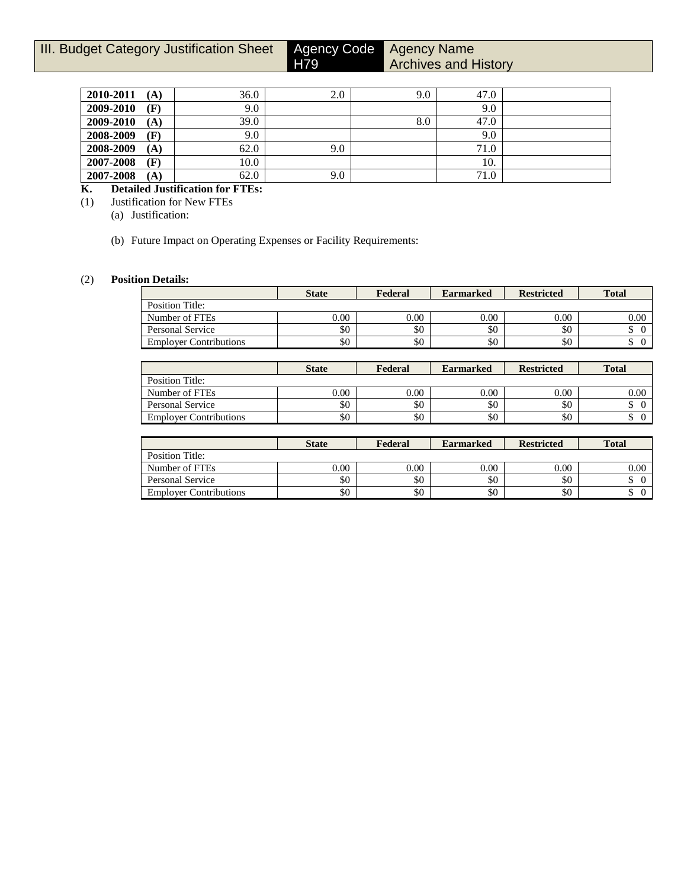| III. Budget Category Justification Sheet | Agency Code H79 | Agency Name Archives and History |
|---|---|---|

| | | | | | |
|---|---|---|---|---|---|
| **2010-2011 (A)** | 36.0 | 2.0 | 9.0 | 47.0 | |
| **2009-2010 (F)** | 9.0 | | | 9.0 | |
| **2009-2010 (A)** | 39.0 | | 8.0 | 47.0 | |
| **2008-2009 (F)** | 9.0 | | | 9.0 | |
| **2008-2009 (A)** | 62.0 | 9.0 | | 71.0 | |
| **2007-2008 (F)** | 10.0 | | | 10. | |
| **2007-2008 (A)** | 62.0 | 9.0 | | 71.0 | |

**K. Detailed Justification for FTEs:**

(1) Justification for New FTEs

(a) Justification:

(b) Future Impact on Operating Expenses or Facility Requirements:

(2) **Position Details:**

| | State | Federal | Earmarked | Restricted | Total |
|---|---|---|---|---|---|
| Position Title: | | | | | |
| Number of FTEs | 0.00 | 0.00 | 0.00 | 0.00 | 0.00 |
| Personal Service | $0 | $0 | $0 | $0 | $ 0 |
| Employer Contributions | $0 | $0 | $0 | $0 | $ 0 |

| | State | Federal | Earmarked | Restricted | Total |
|---|---|---|---|---|---|
| Position Title: | | | | | |
| Number of FTEs | 0.00 | 0.00 | 0.00 | 0.00 | 0.00 |
| Personal Service | $0 | $0 | $0 | $0 | $ 0 |
| Employer Contributions | $0 | $0 | $0 | $0 | $ 0 |

| | State | Federal | Earmarked | Restricted | Total |
|---|---|---|---|---|---|
| Position Title: | | | | | |
| Number of FTEs | 0.00 | 0.00 | 0.00 | 0.00 | 0.00 |
| Personal Service | $0 | $0 | $0 | $0 | $ 0 |
| Employer Contributions | $0 | $0 | $0 | $0 | $ 0 |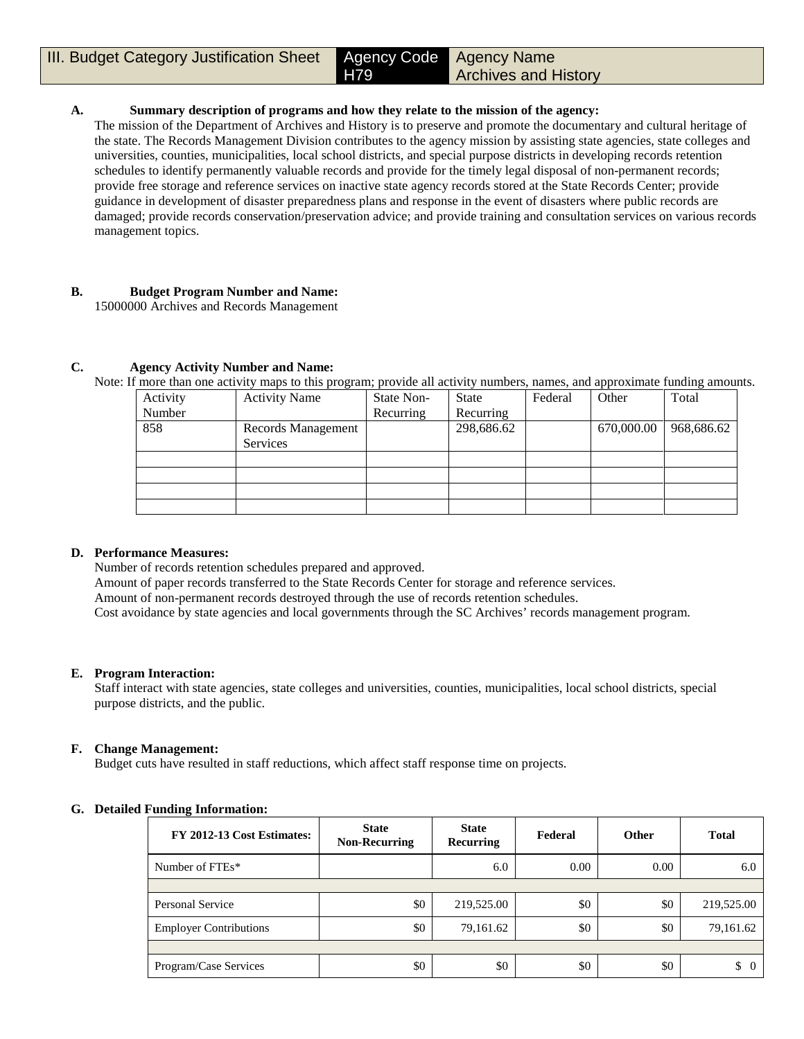| III. Budget Category Justification Sheet | Agency Code H79 | Agency Name Archives and History |
|---|---|---|

**A. Summary description of programs and how they relate to the mission of the agency:**

The mission of the Department of Archives and History is to preserve and promote the documentary and cultural heritage of the state. The Records Management Division contributes to the agency mission by assisting state agencies, state colleges and universities, counties, municipalities, local school districts, and special purpose districts in developing records retention schedules to identify permanently valuable records and provide for the timely legal disposal of non-permanent records; provide free storage and reference services on inactive state agency records stored at the State Records Center; provide guidance in development of disaster preparedness plans and response in the event of disasters where public records are damaged; provide records conservation/preservation advice; and provide training and consultation services on various records management topics.

**B. Budget Program Number and Name:**

15000000 Archives and Records Management

**C. Agency Activity Number and Name:**

Note: If more than one activity maps to this program; provide all activity numbers, names, and approximate funding amounts.

| Activity Number | Activity Name | State Non-Recurring | State Recurring | Federal | Other | Total |
|---|---|---|---|---|---|---|
| 858 | Records Management Services | | 298,686.62 | | 670,000.00 | 968,686.62 |
| | | | | | | |
| | | | | | | |
| | | | | | | |
| | | | | | | |

**D. Performance Measures:**

Number of records retention schedules prepared and approved.
Amount of paper records transferred to the State Records Center for storage and reference services.
Amount of non-permanent records destroyed through the use of records retention schedules.
Cost avoidance by state agencies and local governments through the SC Archives' records management program.

**E. Program Interaction:**

Staff interact with state agencies, state colleges and universities, counties, municipalities, local school districts, special purpose districts, and the public.

**F. Change Management:**

Budget cuts have resulted in staff reductions, which affect staff response time on projects.

**G. Detailed Funding Information:**

| FY 2012-13 Cost Estimates: | State Non-Recurring | State Recurring | Federal | Other | Total |
|---|---|---|---|---|---|
| Number of FTEs* | | 6.0 | 0.00 | 0.00 | 6.0 |
| | | | | | |
| Personal Service | $0 | 219,525.00 | $0 | $0 | 219,525.00 |
| Employer Contributions | $0 | 79,161.62 | $0 | $0 | 79,161.62 |
| | | | | | |
| Program/Case Services | $0 | $0 | $0 | $0 | $ 0 |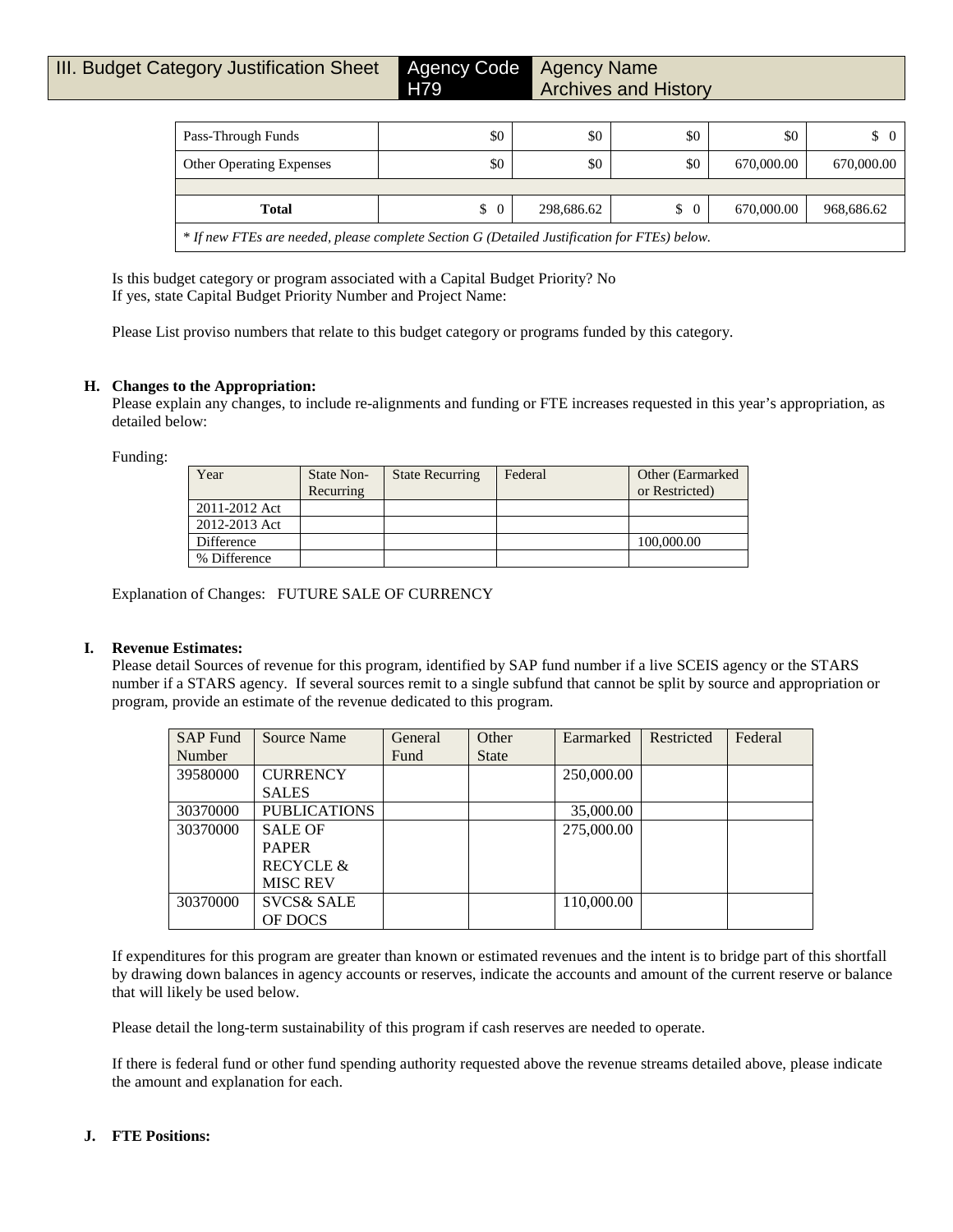| III. Budget Category Justification Sheet | Agency Code H79 | Agency Name Archives and History |
|---|---|---|

| Pass-Through Funds | $0 | $0 | $0 | $0 | $ 0 |
|---|---|---|---|---|---|
| Other Operating Expenses | $0 | $0 | $0 | 670,000.00 | 670,000.00 |
| | | | | | |
| **Total** | $ 0 | 298,686.62 | $ 0 | 670,000.00 | 968,686.62 |
| *\* If new FTEs are needed, please complete Section G (Detailed Justification for FTEs) below.* | | | | | |

Is this budget category or program associated with a Capital Budget Priority? No
If yes, state Capital Budget Priority Number and Project Name:

Please List proviso numbers that relate to this budget category or programs funded by this category.

**H. Changes to the Appropriation:**
Please explain any changes, to include re-alignments and funding or FTE increases requested in this year's appropriation, as detailed below:

Funding:

| Year | State Non-Recurring | State Recurring | Federal | Other (Earmarked or Restricted) |
|---|---|---|---|---|
| 2011-2012 Act | | | | |
| 2012-2013 Act | | | | |
| Difference | | | | 100,000.00 |
| % Difference | | | | |

Explanation of Changes: FUTURE SALE OF CURRENCY

**I. Revenue Estimates:**
Please detail Sources of revenue for this program, identified by SAP fund number if a live SCEIS agency or the STARS number if a STARS agency. If several sources remit to a single subfund that cannot be split by source and appropriation or program, provide an estimate of the revenue dedicated to this program.

| SAP Fund Number | Source Name | General Fund | Other State | Earmarked | Restricted | Federal |
|---|---|---|---|---|---|---|
| 39580000 | CURRENCY SALES | | | 250,000.00 | | |
| 30370000 | PUBLICATIONS | | | 35,000.00 | | |
| 30370000 | SALE OF PAPER RECYCLE & MISC REV | | | 275,000.00 | | |
| 30370000 | SVCS& SALE OF DOCS | | | 110,000.00 | | |

If expenditures for this program are greater than known or estimated revenues and the intent is to bridge part of this shortfall by drawing down balances in agency accounts or reserves, indicate the accounts and amount of the current reserve or balance that will likely be used below.

Please detail the long-term sustainability of this program if cash reserves are needed to operate.

If there is federal fund or other fund spending authority requested above the revenue streams detailed above, please indicate the amount and explanation for each.

**J. FTE Positions:**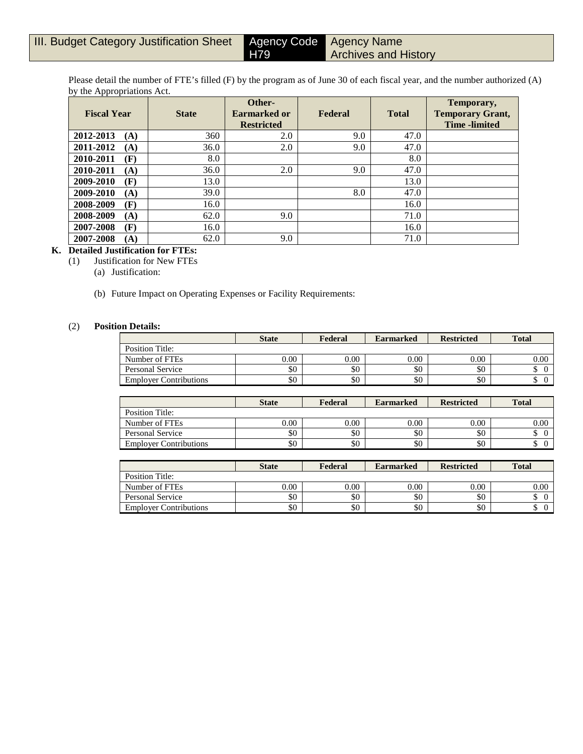| III. Budget Category Justification Sheet | Agency Code H79 | Agency Name Archives and History |
|---|---|---|

Please detail the number of FTE's filled (F) by the program as of June 30 of each fiscal year, and the number authorized (A) by the Appropriations Act.

| Fiscal Year | State | Other-Earmarked or Restricted | Federal | Total | Temporary, Temporary Grant, Time -limited |
|---|---|---|---|---|---|
| 2012-2013 (A) | 360 | 2.0 | 9.0 | 47.0 | |
| 2011-2012 (A) | 36.0 | 2.0 | 9.0 | 47.0 | |
| 2010-2011 (F) | 8.0 | | | 8.0 | |
| 2010-2011 (A) | 36.0 | 2.0 | 9.0 | 47.0 | |
| 2009-2010 (F) | 13.0 | | | 13.0 | |
| 2009-2010 (A) | 39.0 | | 8.0 | 47.0 | |
| 2008-2009 (F) | 16.0 | | | 16.0 | |
| 2008-2009 (A) | 62.0 | 9.0 | | 71.0 | |
| 2007-2008 (F) | 16.0 | | | 16.0 | |
| 2007-2008 (A) | 62.0 | 9.0 | | 71.0 | |

**K. Detailed Justification for FTEs:**

(1) Justification for New FTEs

(a) Justification:

(b) Future Impact on Operating Expenses or Facility Requirements:

(2) **Position Details:**

| | State | Federal | Earmarked | Restricted | Total |
|---|---|---|---|---|---|
| Position Title: | | | | | |
| Number of FTEs | 0.00 | 0.00 | 0.00 | 0.00 | 0.00 |
| Personal Service | $0 | $0 | $0 | $0 | $ 0 |
| Employer Contributions | $0 | $0 | $0 | $0 | $ 0 |

| | State | Federal | Earmarked | Restricted | Total |
|---|---|---|---|---|---|
| Position Title: | | | | | |
| Number of FTEs | 0.00 | 0.00 | 0.00 | 0.00 | 0.00 |
| Personal Service | $0 | $0 | $0 | $0 | $ 0 |
| Employer Contributions | $0 | $0 | $0 | $0 | $ 0 |

| | State | Federal | Earmarked | Restricted | Total |
|---|---|---|---|---|---|
| Position Title: | | | | | |
| Number of FTEs | 0.00 | 0.00 | 0.00 | 0.00 | 0.00 |
| Personal Service | $0 | $0 | $0 | $0 | $ 0 |
| Employer Contributions | $0 | $0 | $0 | $0 | $ 0 |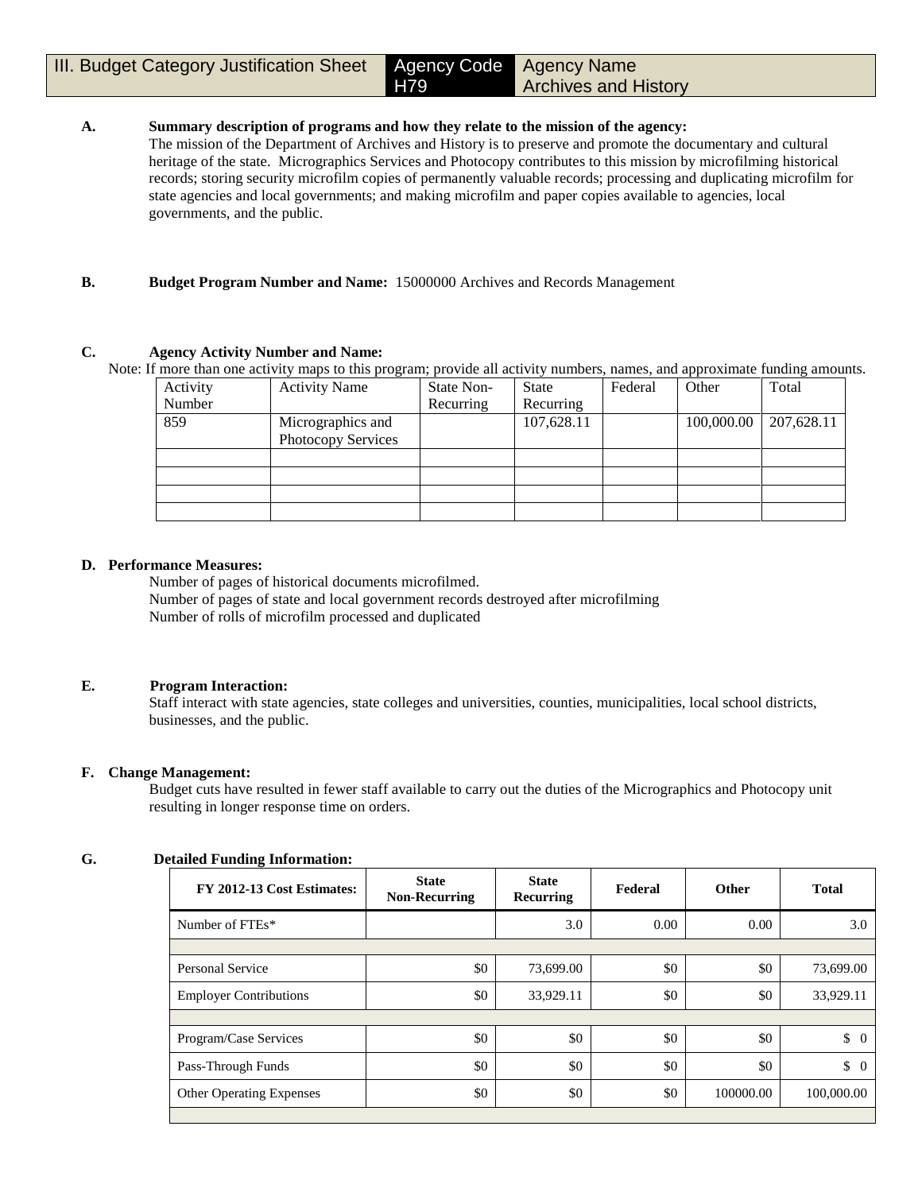| III. Budget Category Justification Sheet | Agency Code H79 | Agency Name Archives and History |
|---|---|---|

**A. Summary description of programs and how they relate to the mission of the agency:**

The mission of the Department of Archives and History is to preserve and promote the documentary and cultural heritage of the state. Micrographics Services and Photocopy contributes to this mission by microfilming historical records; storing security microfilm copies of permanently valuable records; processing and duplicating microfilm for state agencies and local governments; and making microfilm and paper copies available to agencies, local governments, and the public.

**B. Budget Program Number and Name:** 15000000 Archives and Records Management

**C. Agency Activity Number and Name:**

Note: If more than one activity maps to this program; provide all activity numbers, names, and approximate funding amounts.

| Activity Number | Activity Name | State Non-Recurring | State Recurring | Federal | Other | Total |
|---|---|---|---|---|---|---|
| 859 | Micrographics and Photocopy Services | | 107,628.11 | | 100,000.00 | 207,628.11 |
| | | | | | | |
| | | | | | | |
| | | | | | | |
| | | | | | | |

**D. Performance Measures:**

Number of pages of historical documents microfilmed.
Number of pages of state and local government records destroyed after microfilming
Number of rolls of microfilm processed and duplicated

**E. Program Interaction:**

Staff interact with state agencies, state colleges and universities, counties, municipalities, local school districts, businesses, and the public.

**F. Change Management:**

Budget cuts have resulted in fewer staff available to carry out the duties of the Micrographics and Photocopy unit resulting in longer response time on orders.

**G. Detailed Funding Information:**

| FY 2012-13 Cost Estimates: | State Non-Recurring | State Recurring | Federal | Other | Total |
|---|---|---|---|---|---|
| Number of FTEs* | | 3.0 | 0.00 | 0.00 | 3.0 |
| | | | | | |
| Personal Service | $0 | 73,699.00 | $0 | $0 | 73,699.00 |
| Employer Contributions | $0 | 33,929.11 | $0 | $0 | 33,929.11 |
| | | | | | |
| Program/Case Services | $0 | $0 | $0 | $0 | $ 0 |
| Pass-Through Funds | $0 | $0 | $0 | $0 | $ 0 |
| Other Operating Expenses | $0 | $0 | $0 | 100000.00 | 100,000.00 |
| | | | | | |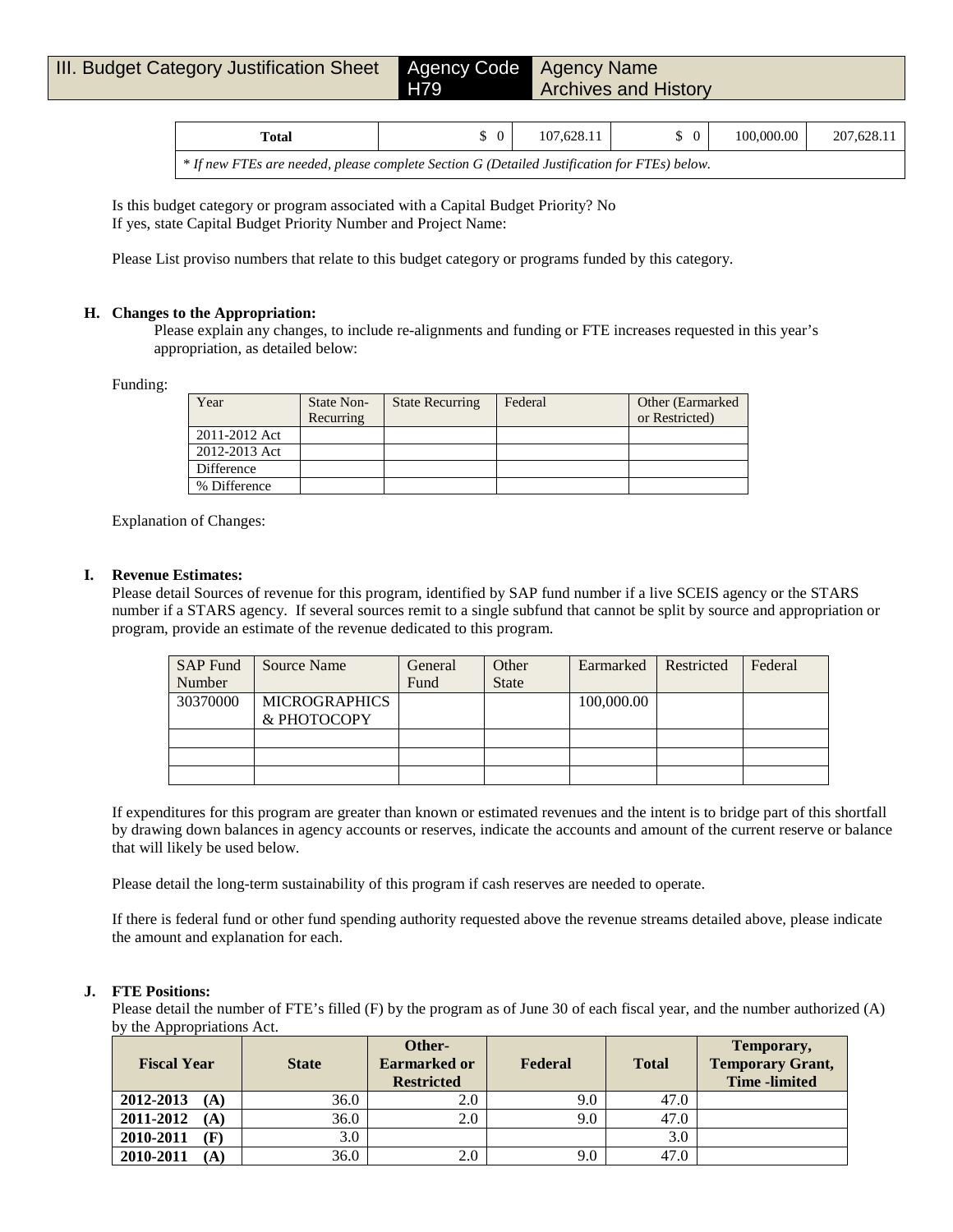| III. Budget Category Justification Sheet | Agency Code H79 | Agency Name Archives and History |
|---|---|---|

| Total | $ 0 | 107,628.11 | $ 0 | 100,000.00 | 207,628.11 |
|---|---|---|---|---|---|
| *\* If new FTEs are needed, please complete Section G (Detailed Justification for FTEs) below.* | | | | | |

Is this budget category or program associated with a Capital Budget Priority? No
If yes, state Capital Budget Priority Number and Project Name:

Please List proviso numbers that relate to this budget category or programs funded by this category.

**H. Changes to the Appropriation:**

Please explain any changes, to include re-alignments and funding or FTE increases requested in this year's appropriation, as detailed below:

Funding:

| Year | State Non-Recurring | State Recurring | Federal | Other (Earmarked or Restricted) |
|---|---|---|---|---|
| 2011-2012 Act | | | | |
| 2012-2013 Act | | | | |
| Difference | | | | |
| % Difference | | | | |

Explanation of Changes:

**I. Revenue Estimates:**

Please detail Sources of revenue for this program, identified by SAP fund number if a live SCEIS agency or the STARS number if a STARS agency. If several sources remit to a single subfund that cannot be split by source and appropriation or program, provide an estimate of the revenue dedicated to this program.

| SAP Fund Number | Source Name | General Fund | Other State | Earmarked | Restricted | Federal |
|---|---|---|---|---|---|---|
| 30370000 | MICROGRAPHICS & PHOTOCOPY | | | 100,000.00 | | |
| | | | | | | |
| | | | | | | |
| | | | | | | |

If expenditures for this program are greater than known or estimated revenues and the intent is to bridge part of this shortfall by drawing down balances in agency accounts or reserves, indicate the accounts and amount of the current reserve or balance that will likely be used below.

Please detail the long-term sustainability of this program if cash reserves are needed to operate.

If there is federal fund or other fund spending authority requested above the revenue streams detailed above, please indicate the amount and explanation for each.

**J. FTE Positions:**

Please detail the number of FTE's filled (F) by the program as of June 30 of each fiscal year, and the number authorized (A) by the Appropriations Act.

| Fiscal Year | State | Other-Earmarked or Restricted | Federal | Total | Temporary, Temporary Grant, Time -limited |
|---|---|---|---|---|---|
| **2012-2013 (A)** | 36.0 | 2.0 | 9.0 | 47.0 | |
| **2011-2012 (A)** | 36.0 | 2.0 | 9.0 | 47.0 | |
| **2010-2011 (F)** | 3.0 | | | 3.0 | |
| **2010-2011 (A)** | 36.0 | 2.0 | 9.0 | 47.0 | |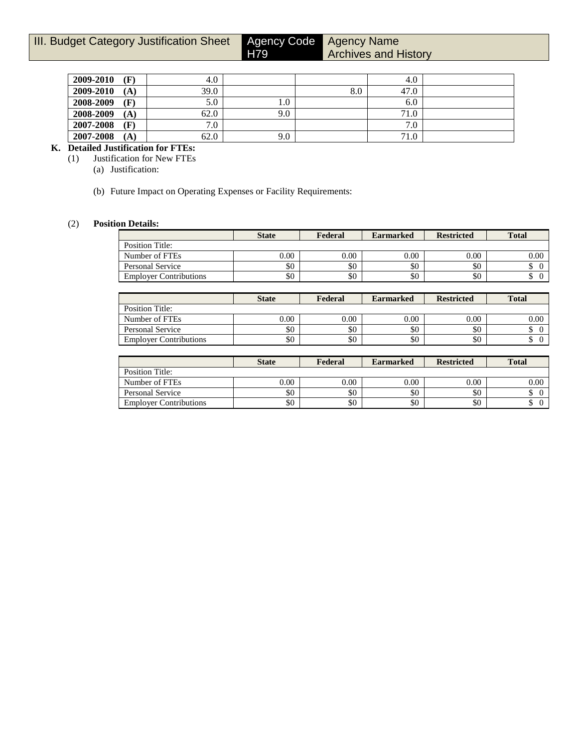| III. Budget Category Justification Sheet | Agency Code H79 | Agency Name Archives and History |
|---|---|---|

| | | | | | |
|---|---|---|---|---|---|
| **2009-2010 (F)** | 4.0 | | | 4.0 | |
| **2009-2010 (A)** | 39.0 | | 8.0 | 47.0 | |
| **2008-2009 (F)** | 5.0 | 1.0 | | 6.0 | |
| **2008-2009 (A)** | 62.0 | 9.0 | | 71.0 | |
| **2007-2008 (F)** | 7.0 | | | 7.0 | |
| **2007-2008 (A)** | 62.0 | 9.0 | | 71.0 | |

**K. Detailed Justification for FTEs:**

(1) Justification for New FTEs

(a) Justification:

(b) Future Impact on Operating Expenses or Facility Requirements:

(2) **Position Details:**

| | State | Federal | Earmarked | Restricted | Total |
|---|---|---|---|---|---|
| Position Title: | | | | | |
| Number of FTEs | 0.00 | 0.00 | 0.00 | 0.00 | 0.00 |
| Personal Service | $0 | $0 | $0 | $0 | $ 0 |
| Employer Contributions | $0 | $0 | $0 | $0 | $ 0 |

| | State | Federal | Earmarked | Restricted | Total |
|---|---|---|---|---|---|
| Position Title: | | | | | |
| Number of FTEs | 0.00 | 0.00 | 0.00 | 0.00 | 0.00 |
| Personal Service | $0 | $0 | $0 | $0 | $ 0 |
| Employer Contributions | $0 | $0 | $0 | $0 | $ 0 |

| | State | Federal | Earmarked | Restricted | Total |
|---|---|---|---|---|---|
| Position Title: | | | | | |
| Number of FTEs | 0.00 | 0.00 | 0.00 | 0.00 | 0.00 |
| Personal Service | $0 | $0 | $0 | $0 | $ 0 |
| Employer Contributions | $0 | $0 | $0 | $0 | $ 0 |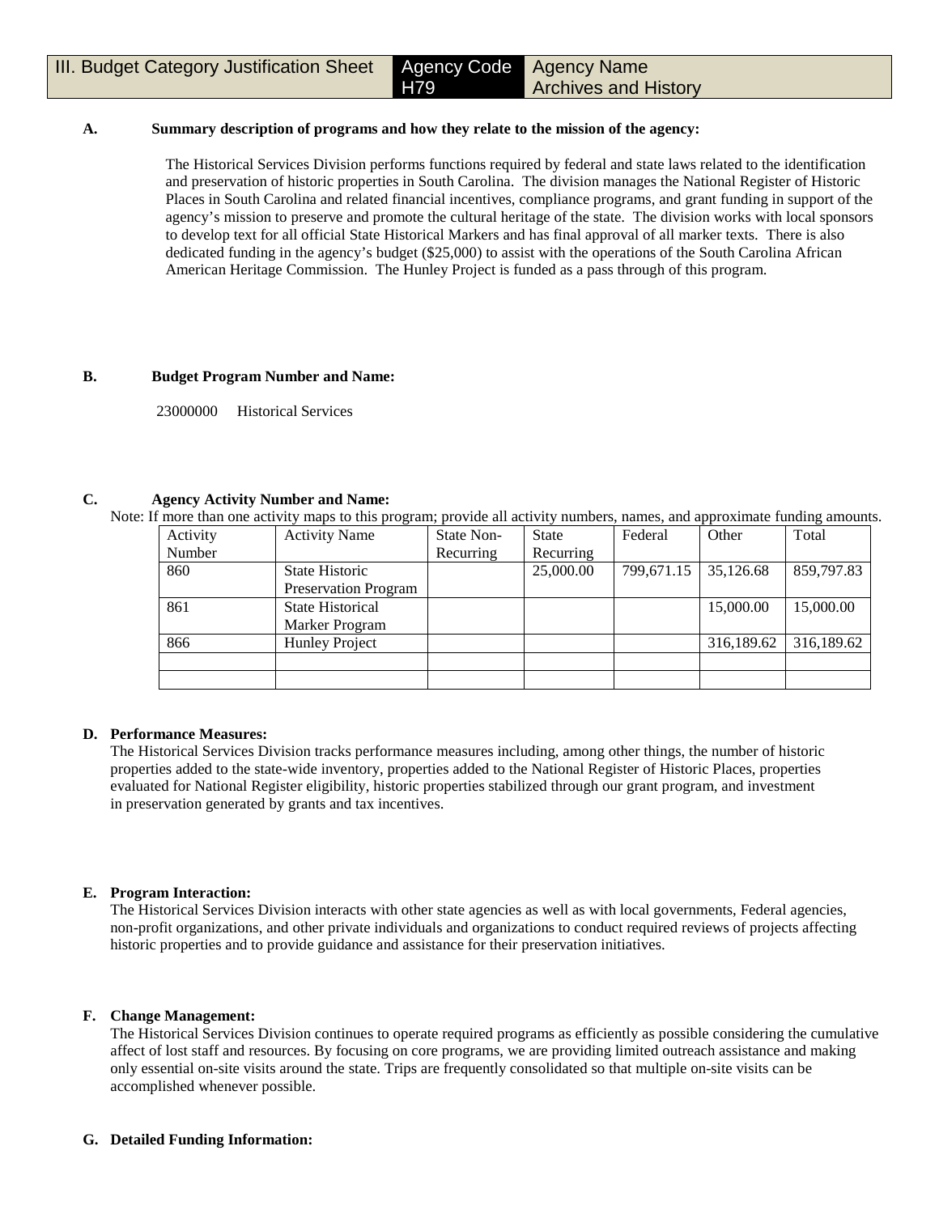| III. Budget Category Justification Sheet | Agency Code H79 | Agency Name Archives and History |
|---|---|---|

**A. Summary description of programs and how they relate to the mission of the agency:**

The Historical Services Division performs functions required by federal and state laws related to the identification and preservation of historic properties in South Carolina. The division manages the National Register of Historic Places in South Carolina and related financial incentives, compliance programs, and grant funding in support of the agency's mission to preserve and promote the cultural heritage of the state. The division works with local sponsors to develop text for all official State Historical Markers and has final approval of all marker texts. There is also dedicated funding in the agency's budget ($25,000) to assist with the operations of the South Carolina African American Heritage Commission. The Hunley Project is funded as a pass through of this program.

**B. Budget Program Number and Name:**

23000000 Historical Services

**C. Agency Activity Number and Name:**

Note: If more than one activity maps to this program; provide all activity numbers, names, and approximate funding amounts.

| Activity Number | Activity Name | State Non-Recurring | State Recurring | Federal | Other | Total |
|---|---|---|---|---|---|---|
| 860 | State Historic Preservation Program | | 25,000.00 | 799,671.15 | 35,126.68 | 859,797.83 |
| 861 | State Historical Marker Program | | | | 15,000.00 | 15,000.00 |
| 866 | Hunley Project | | | | 316,189.62 | 316,189.62 |
| | | | | | | |
| | | | | | | |

**D. Performance Measures:**

The Historical Services Division tracks performance measures including, among other things, the number of historic properties added to the state-wide inventory, properties added to the National Register of Historic Places, properties evaluated for National Register eligibility, historic properties stabilized through our grant program, and investment in preservation generated by grants and tax incentives.

**E. Program Interaction:**

The Historical Services Division interacts with other state agencies as well as with local governments, Federal agencies, non-profit organizations, and other private individuals and organizations to conduct required reviews of projects affecting historic properties and to provide guidance and assistance for their preservation initiatives.

**F. Change Management:**

The Historical Services Division continues to operate required programs as efficiently as possible considering the cumulative affect of lost staff and resources. By focusing on core programs, we are providing limited outreach assistance and making only essential on-site visits around the state. Trips are frequently consolidated so that multiple on-site visits can be accomplished whenever possible.

**G. Detailed Funding Information:**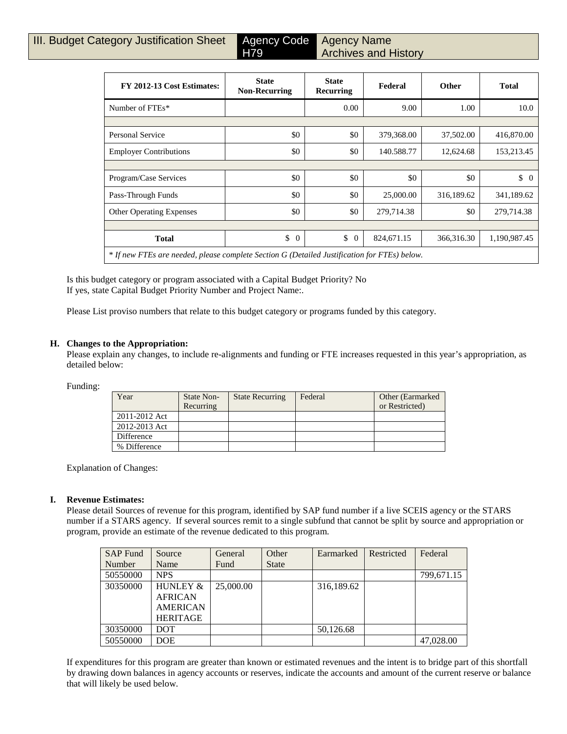| III. Budget Category Justification Sheet | Agency Code H79 | Agency Name Archives and History |
|---|---|---|

| FY 2012-13 Cost Estimates: | State Non-Recurring | State Recurring | Federal | Other | Total |
|---|---|---|---|---|---|
| Number of FTEs* | | 0.00 | 9.00 | 1.00 | 10.0 |
| | | | | | |
| Personal Service | $0 | $0 | 379,368.00 | 37,502.00 | 416,870.00 |
| Employer Contributions | $0 | $0 | 140.588.77 | 12,624.68 | 153,213.45 |
| | | | | | |
| Program/Case Services | $0 | $0 | $0 | $0 | $ 0 |
| Pass-Through Funds | $0 | $0 | 25,000.00 | 316,189.62 | 341,189.62 |
| Other Operating Expenses | $0 | $0 | 279,714.38 | $0 | 279,714.38 |
| | | | | | |
| **Total** | $ 0 | $ 0 | 824,671.15 | 366,316.30 | 1,190,987.45 |

*\* If new FTEs are needed, please complete Section G (Detailed Justification for FTEs) below.*

Is this budget category or program associated with a Capital Budget Priority? No
If yes, state Capital Budget Priority Number and Project Name:.

Please List proviso numbers that relate to this budget category or programs funded by this category.

**H. Changes to the Appropriation:**

Please explain any changes, to include re-alignments and funding or FTE increases requested in this year's appropriation, as detailed below:

Funding:

| Year | State Non-Recurring | State Recurring | Federal | Other (Earmarked or Restricted) |
|---|---|---|---|---|
| 2011-2012 Act | | | | |
| 2012-2013 Act | | | | |
| Difference | | | | |
| % Difference | | | | |

Explanation of Changes:

**I. Revenue Estimates:**

Please detail Sources of revenue for this program, identified by SAP fund number if a live SCEIS agency or the STARS number if a STARS agency. If several sources remit to a single subfund that cannot be split by source and appropriation or program, provide an estimate of the revenue dedicated to this program.

| SAP Fund Number | Source Name | General Fund | Other State | Earmarked | Restricted | Federal |
|---|---|---|---|---|---|---|
| 50550000 | NPS | | | | | 799,671.15 |
| 30350000 | HUNLEY & AFRICAN AMERICAN HERITAGE | 25,000.00 | | 316,189.62 | | |
| 30350000 | DOT | | | 50,126.68 | | |
| 50550000 | DOE | | | | | 47,028.00 |

If expenditures for this program are greater than known or estimated revenues and the intent is to bridge part of this shortfall by drawing down balances in agency accounts or reserves, indicate the accounts and amount of the current reserve or balance that will likely be used below.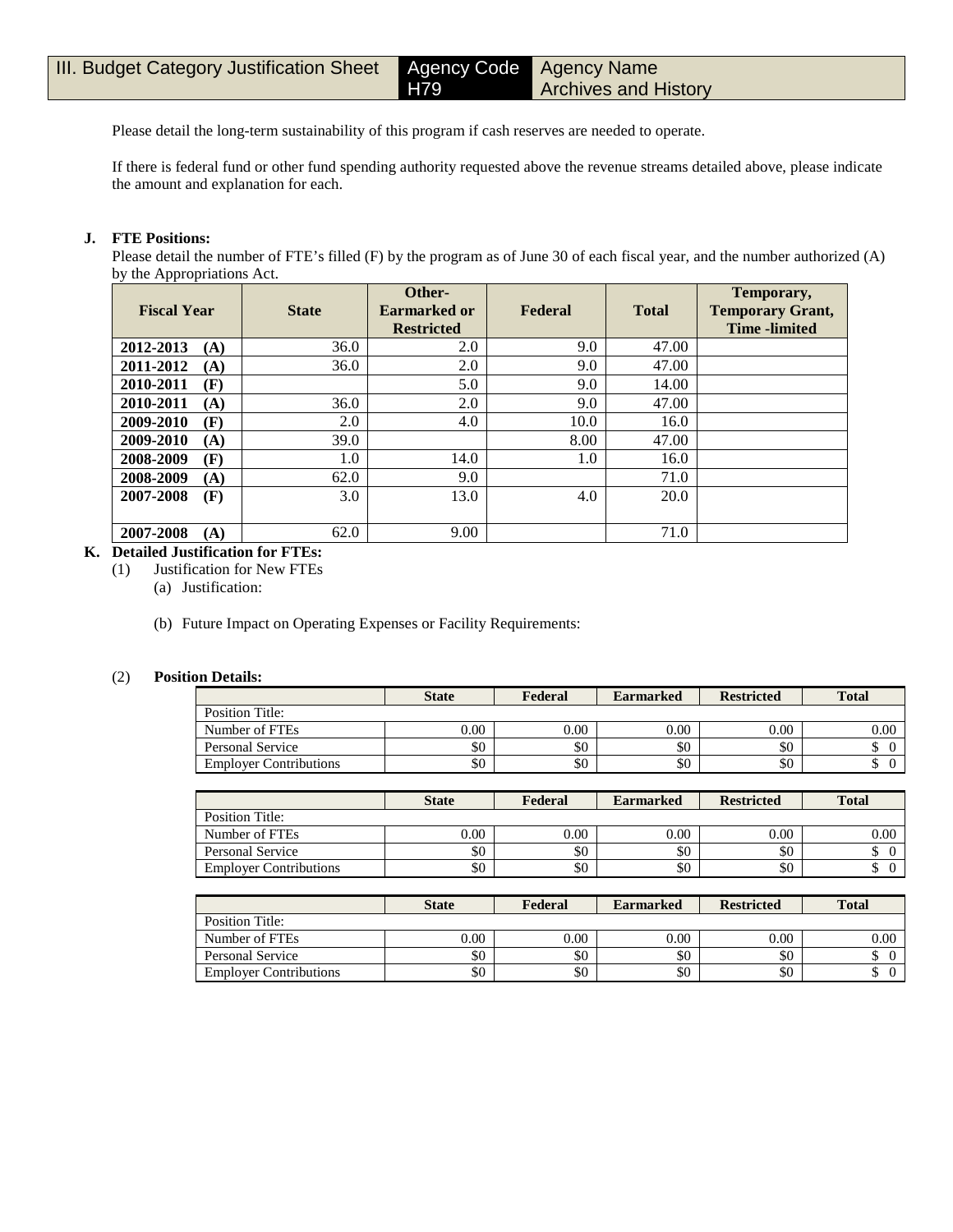| III. Budget Category Justification Sheet | Agency Code H79 | Agency Name Archives and History |
|---|---|---|

Please detail the long-term sustainability of this program if cash reserves are needed to operate.

If there is federal fund or other fund spending authority requested above the revenue streams detailed above, please indicate the amount and explanation for each.

**J. FTE Positions:**

Please detail the number of FTE's filled (F) by the program as of June 30 of each fiscal year, and the number authorized (A) by the Appropriations Act.

| Fiscal Year | State | Other-Earmarked or Restricted | Federal | Total | Temporary, Temporary Grant, Time -limited |
|---|---|---|---|---|---|
| 2012-2013 (A) | 36.0 | 2.0 | 9.0 | 47.00 | |
| 2011-2012 (A) | 36.0 | 2.0 | 9.0 | 47.00 | |
| 2010-2011 (F) | | 5.0 | 9.0 | 14.00 | |
| 2010-2011 (A) | 36.0 | 2.0 | 9.0 | 47.00 | |
| 2009-2010 (F) | 2.0 | 4.0 | 10.0 | 16.0 | |
| 2009-2010 (A) | 39.0 | | 8.00 | 47.00 | |
| 2008-2009 (F) | 1.0 | 14.0 | 1.0 | 16.0 | |
| 2008-2009 (A) | 62.0 | 9.0 | | 71.0 | |
| 2007-2008 (F) | 3.0 | 13.0 | 4.0 | 20.0 | |
| 2007-2008 (A) | 62.0 | 9.00 | | 71.0 | |

**K. Detailed Justification for FTEs:**

(1) Justification for New FTEs

(a) Justification:

(b) Future Impact on Operating Expenses or Facility Requirements:

(2) **Position Details:**

| | State | Federal | Earmarked | Restricted | Total |
|---|---|---|---|---|---|
| Position Title: | | | | | |
| Number of FTEs | 0.00 | 0.00 | 0.00 | 0.00 | 0.00 |
| Personal Service | $0 | $0 | $0 | $0 | $ 0 |
| Employer Contributions | $0 | $0 | $0 | $0 | $ 0 |

| | State | Federal | Earmarked | Restricted | Total |
|---|---|---|---|---|---|
| Position Title: | | | | | |
| Number of FTEs | 0.00 | 0.00 | 0.00 | 0.00 | 0.00 |
| Personal Service | $0 | $0 | $0 | $0 | $ 0 |
| Employer Contributions | $0 | $0 | $0 | $0 | $ 0 |

| | State | Federal | Earmarked | Restricted | Total |
|---|---|---|---|---|---|
| Position Title: | | | | | |
| Number of FTEs | 0.00 | 0.00 | 0.00 | 0.00 | 0.00 |
| Personal Service | $0 | $0 | $0 | $0 | $ 0 |
| Employer Contributions | $0 | $0 | $0 | $0 | $ 0 |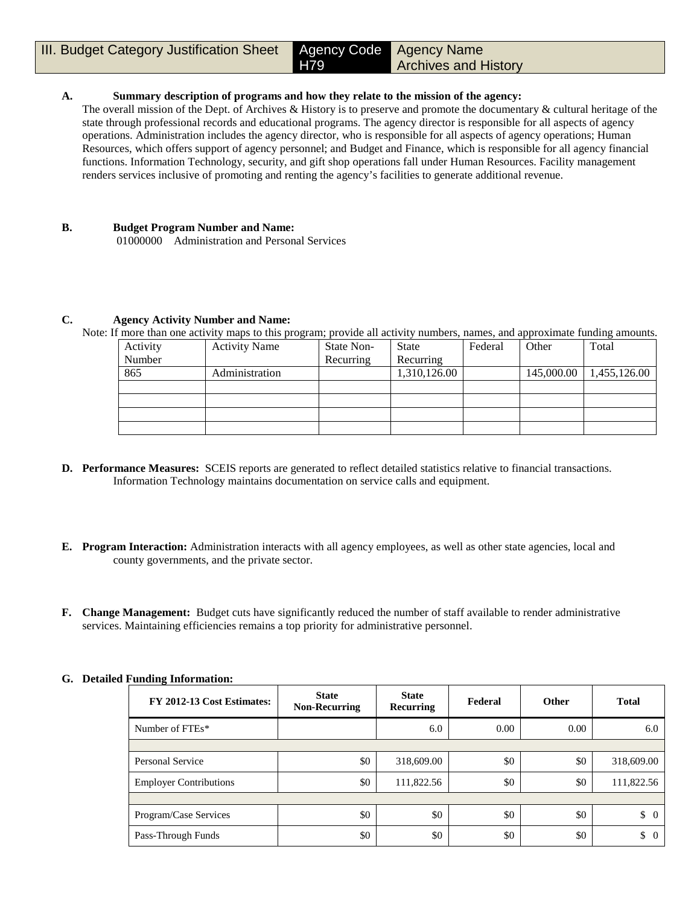| III. Budget Category Justification Sheet | Agency Code H79 | Agency Name Archives and History |
|---|---|---|

**A. Summary description of programs and how they relate to the mission of the agency:**

The overall mission of the Dept. of Archives & History is to preserve and promote the documentary & cultural heritage of the state through professional records and educational programs. The agency director is responsible for all aspects of agency operations. Administration includes the agency director, who is responsible for all aspects of agency operations; Human Resources, which offers support of agency personnel; and Budget and Finance, which is responsible for all agency financial functions. Information Technology, security, and gift shop operations fall under Human Resources. Facility management renders services inclusive of promoting and renting the agency's facilities to generate additional revenue.

**B. Budget Program Number and Name:**

01000000 Administration and Personal Services

**C. Agency Activity Number and Name:**

Note: If more than one activity maps to this program; provide all activity numbers, names, and approximate funding amounts.

| Activity Number | Activity Name | State Non-Recurring | State Recurring | Federal | Other | Total |
|---|---|---|---|---|---|---|
| 865 | Administration | | 1,310,126.00 | | 145,000.00 | 1,455,126.00 |
| | | | | | | |
| | | | | | | |
| | | | | | | |
| | | | | | | |

**D. Performance Measures:** SCEIS reports are generated to reflect detailed statistics relative to financial transactions. Information Technology maintains documentation on service calls and equipment.

**E. Program Interaction:** Administration interacts with all agency employees, as well as other state agencies, local and county governments, and the private sector.

**F. Change Management:** Budget cuts have significantly reduced the number of staff available to render administrative services. Maintaining efficiencies remains a top priority for administrative personnel.

**G. Detailed Funding Information:**

| FY 2012-13 Cost Estimates: | State Non-Recurring | State Recurring | Federal | Other | Total |
|---|---|---|---|---|---|
| Number of FTEs* | | 6.0 | 0.00 | 0.00 | 6.0 |
| | | | | | |
| Personal Service | $0 | 318,609.00 | $0 | $0 | 318,609.00 |
| Employer Contributions | $0 | 111,822.56 | $0 | $0 | 111,822.56 |
| | | | | | |
| Program/Case Services | $0 | $0 | $0 | $0 | $ 0 |
| Pass-Through Funds | $0 | $0 | $0 | $0 | $ 0 |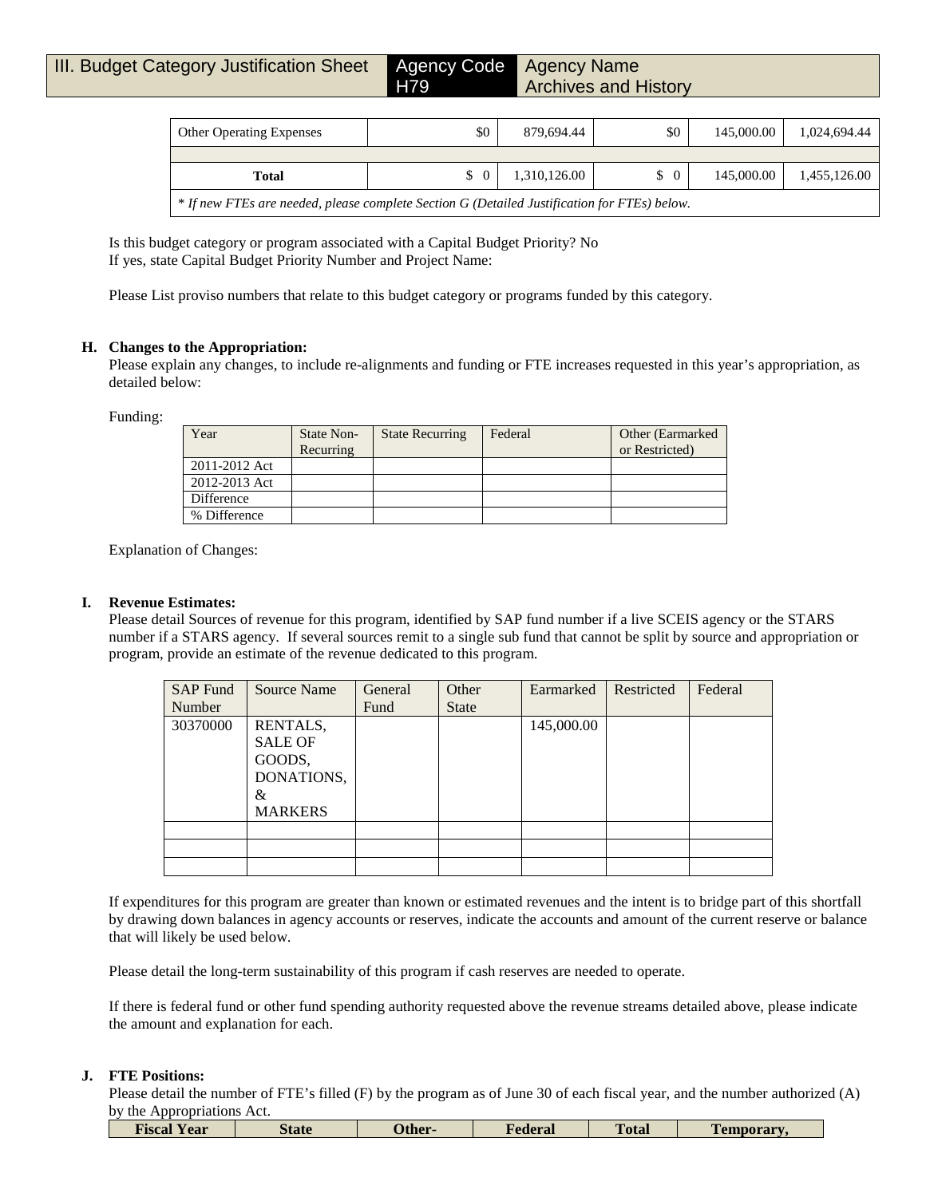| III. Budget Category Justification Sheet | Agency Code H79 | Agency Name Archives and History |
|---|---|---|

| Other Operating Expenses | $0 | 879,694.44 | $0 | 145,000.00 | 1,024,694.44 |
|---|---|---|---|---|---|
| | | | | | |
| **Total** | $ 0 | 1,310,126.00 | $ 0 | 145,000.00 | 1,455,126.00 |
| *\* If new FTEs are needed, please complete Section G (Detailed Justification for FTEs) below.* | | | | | |

Is this budget category or program associated with a Capital Budget Priority? No
If yes, state Capital Budget Priority Number and Project Name:

Please List proviso numbers that relate to this budget category or programs funded by this category.

**H. Changes to the Appropriation:**
Please explain any changes, to include re-alignments and funding or FTE increases requested in this year's appropriation, as detailed below:

Funding:

| Year | State Non-Recurring | State Recurring | Federal | Other (Earmarked or Restricted) |
|---|---|---|---|---|
| 2011-2012 Act | | | | |
| 2012-2013 Act | | | | |
| Difference | | | | |
| % Difference | | | | |

Explanation of Changes:

**I. Revenue Estimates:**
Please detail Sources of revenue for this program, identified by SAP fund number if a live SCEIS agency or the STARS number if a STARS agency. If several sources remit to a single sub fund that cannot be split by source and appropriation or program, provide an estimate of the revenue dedicated to this program.

| SAP Fund Number | Source Name | General Fund | Other State | Earmarked | Restricted | Federal |
|---|---|---|---|---|---|---|
| 30370000 | RENTALS, SALE OF GOODS, DONATIONS, & MARKERS | | | 145,000.00 | | |
| | | | | | | |
| | | | | | | |
| | | | | | | |

If expenditures for this program are greater than known or estimated revenues and the intent is to bridge part of this shortfall by drawing down balances in agency accounts or reserves, indicate the accounts and amount of the current reserve or balance that will likely be used below.

Please detail the long-term sustainability of this program if cash reserves are needed to operate.

If there is federal fund or other fund spending authority requested above the revenue streams detailed above, please indicate the amount and explanation for each.

**J. FTE Positions:**
Please detail the number of FTE's filled (F) by the program as of June 30 of each fiscal year, and the number authorized (A) by the Appropriations Act.

| Fiscal Year | State | Other- | Federal | Total | Temporary, |
|---|---|---|---|---|---|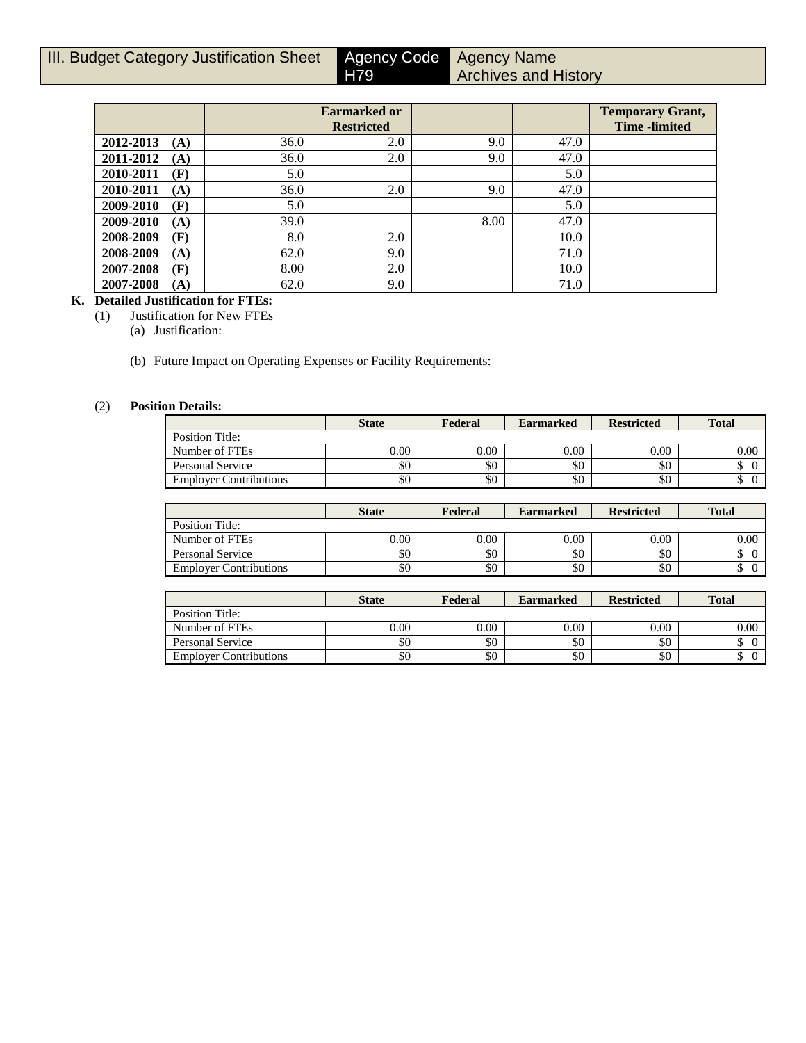| III. Budget Category Justification Sheet | Agency Code H79 | Agency Name Archives and History |
|---|---|---|

| | | Earmarked or Restricted | | | Temporary Grant, Time -limited |
|---|---|---|---|---|---|
| **2012-2013 (A)** | 36.0 | 2.0 | 9.0 | 47.0 | |
| **2011-2012 (A)** | 36.0 | 2.0 | 9.0 | 47.0 | |
| **2010-2011 (F)** | 5.0 | | | 5.0 | |
| **2010-2011 (A)** | 36.0 | 2.0 | 9.0 | 47.0 | |
| **2009-2010 (F)** | 5.0 | | | 5.0 | |
| **2009-2010 (A)** | 39.0 | | 8.00 | 47.0 | |
| **2008-2009 (F)** | 8.0 | 2.0 | | 10.0 | |
| **2008-2009 (A)** | 62.0 | 9.0 | | 71.0 | |
| **2007-2008 (F)** | 8.00 | 2.0 | | 10.0 | |
| **2007-2008 (A)** | 62.0 | 9.0 | | 71.0 | |

**K. Detailed Justification for FTEs:**

(1) Justification for New FTEs

(a) Justification:

(b) Future Impact on Operating Expenses or Facility Requirements:

(2) **Position Details:**

| | State | Federal | Earmarked | Restricted | Total |
|---|---|---|---|---|---|
| Position Title: | | | | | |
| Number of FTEs | 0.00 | 0.00 | 0.00 | 0.00 | 0.00 |
| Personal Service | $0 | $0 | $0 | $0 | $ 0 |
| Employer Contributions | $0 | $0 | $0 | $0 | $ 0 |

| | State | Federal | Earmarked | Restricted | Total |
|---|---|---|---|---|---|
| Position Title: | | | | | |
| Number of FTEs | 0.00 | 0.00 | 0.00 | 0.00 | 0.00 |
| Personal Service | $0 | $0 | $0 | $0 | $ 0 |
| Employer Contributions | $0 | $0 | $0 | $0 | $ 0 |

| | State | Federal | Earmarked | Restricted | Total |
|---|---|---|---|---|---|
| Position Title: | | | | | |
| Number of FTEs | 0.00 | 0.00 | 0.00 | 0.00 | 0.00 |
| Personal Service | $0 | $0 | $0 | $0 | $ 0 |
| Employer Contributions | $0 | $0 | $0 | $0 | $ 0 |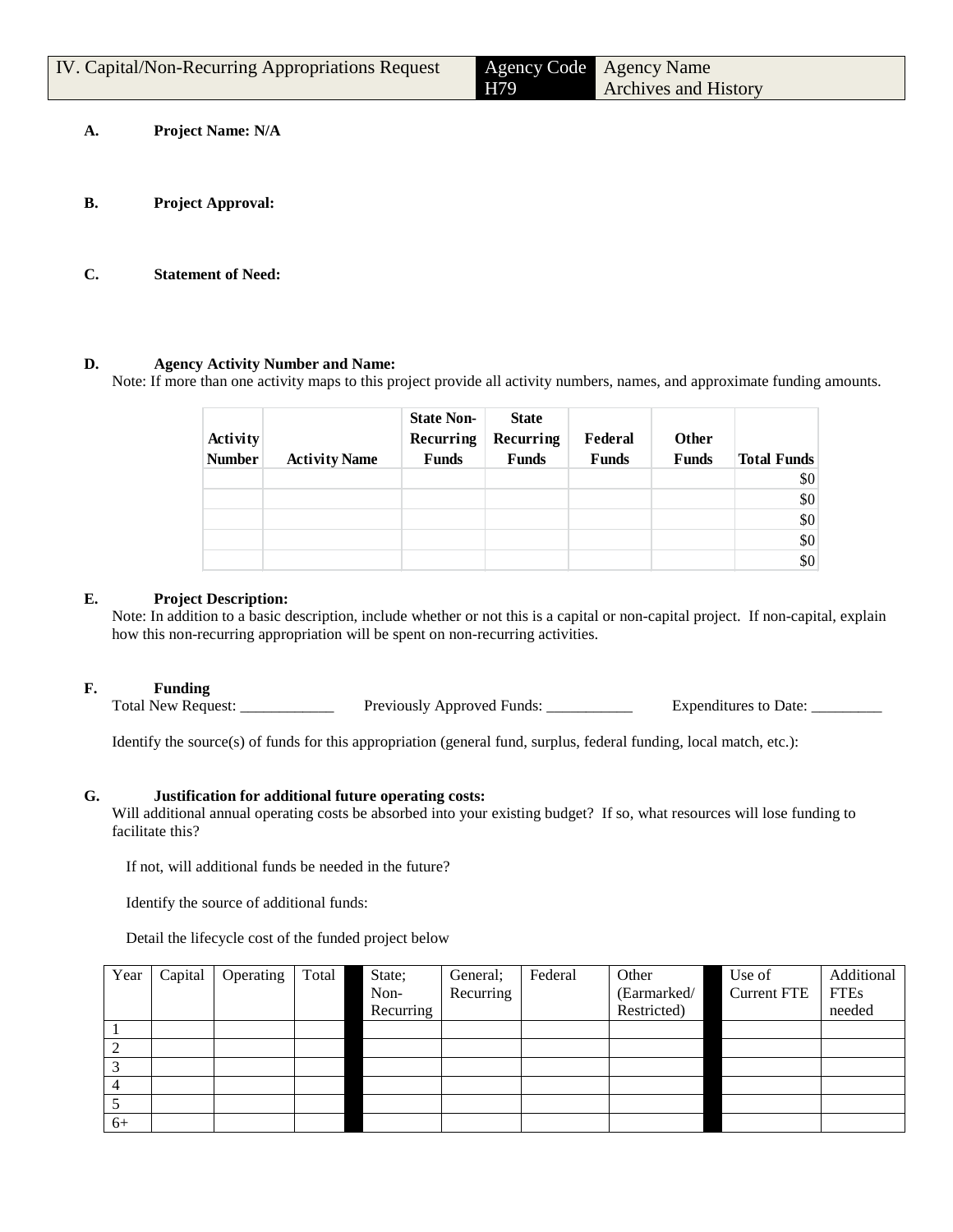| IV. Capital/Non-Recurring Appropriations Request | Agency Code H79 | Agency Name Archives and History |
|---|---|---|

**A. Project Name: N/A**

**B. Project Approval:**

**C. Statement of Need:**

**D. Agency Activity Number and Name:**

Note: If more than one activity maps to this project provide all activity numbers, names, and approximate funding amounts.

| Activity Number | Activity Name | State Non-Recurring Funds | State Recurring Funds | Federal Funds | Other Funds | Total Funds |
|---|---|---|---|---|---|---|
| | | | | | | $0 |
| | | | | | | $0 |
| | | | | | | $0 |
| | | | | | | $0 |
| | | | | | | $0 |

**E. Project Description:**

Note: In addition to a basic description, include whether or not this is a capital or non-capital project. If non-capital, explain how this non-recurring appropriation will be spent on non-recurring activities.

**F. Funding**

Total New Request: ____________ Previously Approved Funds: ___________ Expenditures to Date: _________

Identify the source(s) of funds for this appropriation (general fund, surplus, federal funding, local match, etc.):

**G. Justification for additional future operating costs:**

Will additional annual operating costs be absorbed into your existing budget? If so, what resources will lose funding to facilitate this?

If not, will additional funds be needed in the future?

Identify the source of additional funds:

Detail the lifecycle cost of the funded project below

| Year | Capital | Operating | Total | | State; Non-Recurring | General; Recurring | Federal | Other (Earmarked/ Restricted) | | Use of Current FTE | Additional FTEs needed |
|---|---|---|---|---|---|---|---|---|---|---|---|
| 1 | | | | | | | | | | | |
| 2 | | | | | | | | | | | |
| 3 | | | | | | | | | | | |
| 4 | | | | | | | | | | | |
| 5 | | | | | | | | | | | |
| 6+ | | | | | | | | | | | |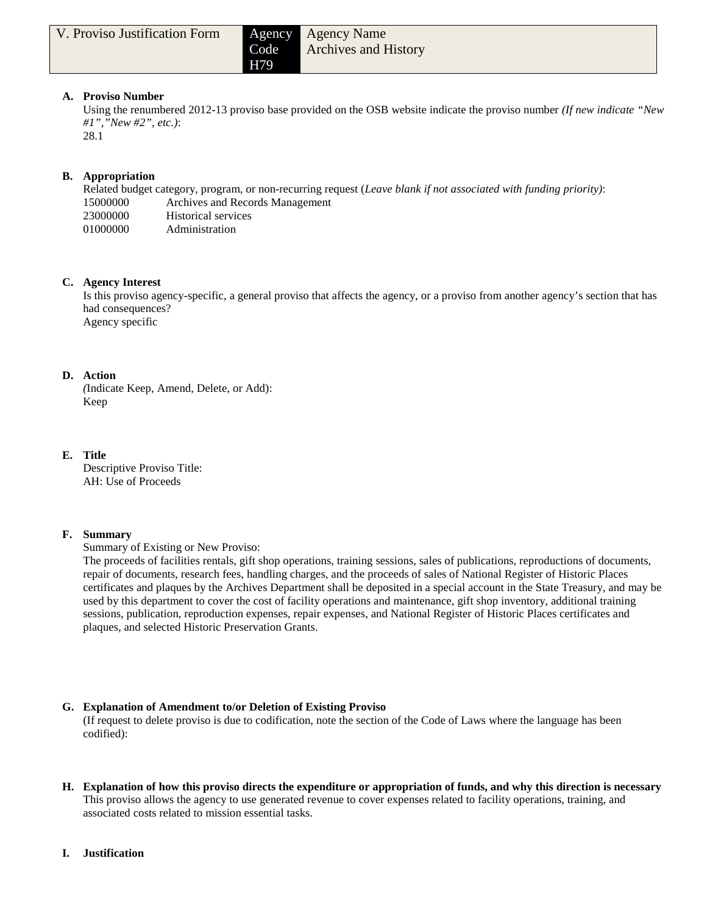| V. Proviso Justification Form | Agency Code H79 | Agency Name Archives and History |
|---|---|---|

**A. Proviso Number**

Using the renumbered 2012-13 proviso base provided on the OSB website indicate the proviso number *(If new indicate "New #1","New #2", etc.)*:
28.1

**B. Appropriation**

Related budget category, program, or non-recurring request (*Leave blank if not associated with funding priority)*:

| | |
|---|---|
| 15000000 | Archives and Records Management |
| 23000000 | Historical services |
| 01000000 | Administration |

**C. Agency Interest**

Is this proviso agency-specific, a general proviso that affects the agency, or a proviso from another agency's section that has had consequences?
Agency specific

**D. Action**

*(*Indicate Keep, Amend, Delete, or Add):
Keep

**E. Title**

Descriptive Proviso Title:
AH: Use of Proceeds

**F. Summary**

Summary of Existing or New Proviso:
The proceeds of facilities rentals, gift shop operations, training sessions, sales of publications, reproductions of documents, repair of documents, research fees, handling charges, and the proceeds of sales of National Register of Historic Places certificates and plaques by the Archives Department shall be deposited in a special account in the State Treasury, and may be used by this department to cover the cost of facility operations and maintenance, gift shop inventory, additional training sessions, publication, reproduction expenses, repair expenses, and National Register of Historic Places certificates and plaques, and selected Historic Preservation Grants.

**G. Explanation of Amendment to/or Deletion of Existing Proviso**

(If request to delete proviso is due to codification, note the section of the Code of Laws where the language has been codified):

**H. Explanation of how this proviso directs the expenditure or appropriation of funds, and why this direction is necessary**

This proviso allows the agency to use generated revenue to cover expenses related to facility operations, training, and associated costs related to mission essential tasks.

**I. Justification**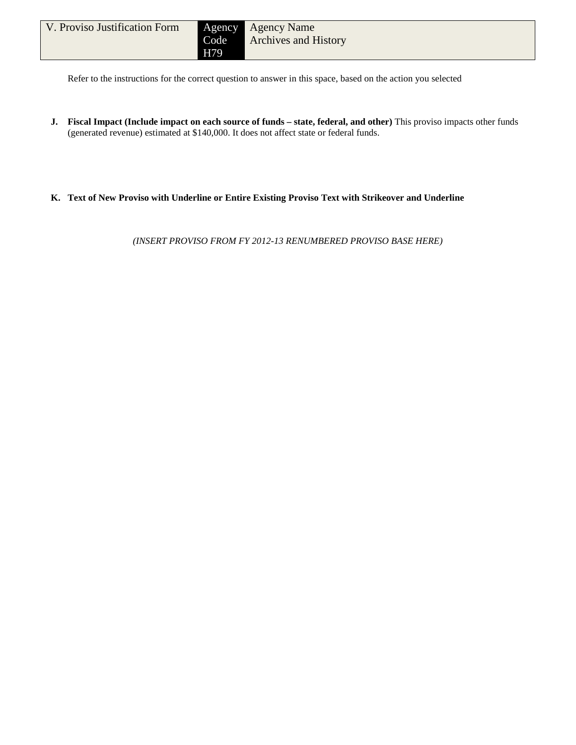| V. Proviso Justification Form | Agency Code H79 | Agency Name Archives and History |
|---|---|---|

Refer to the instructions for the correct question to answer in this space, based on the action you selected

**J. Fiscal Impact (Include impact on each source of funds – state, federal, and other)** This proviso impacts other funds (generated revenue) estimated at $140,000. It does not affect state or federal funds.

**K. Text of New Proviso with Underline or Entire Existing Proviso Text with Strikeover and Underline**

*(INSERT PROVISO FROM FY 2012-13 RENUMBERED PROVISO BASE HERE)*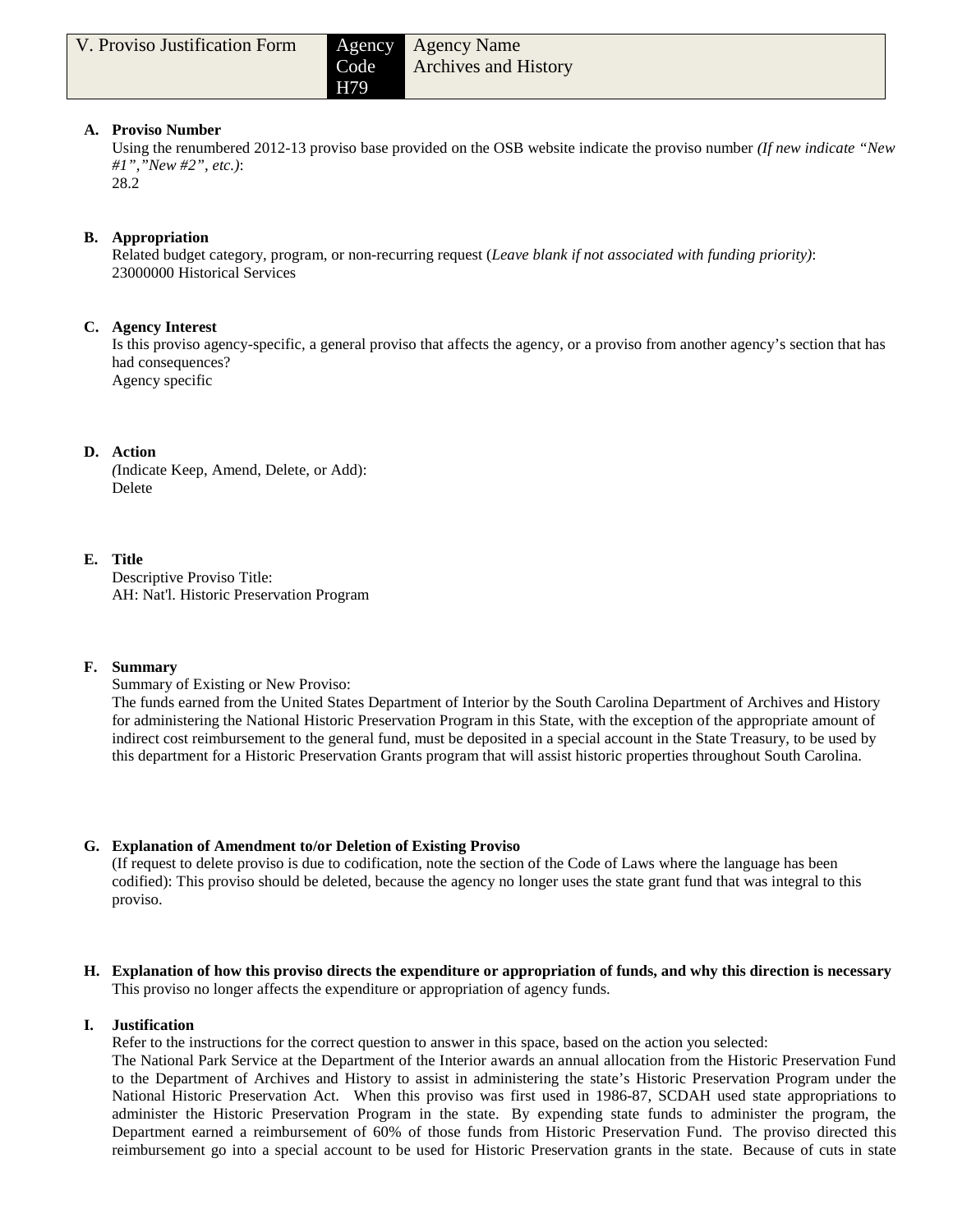| V. Proviso Justification Form | Agency Code H79 | Agency Name Archives and History |
|---|---|---|

**A. Proviso Number**

Using the renumbered 2012-13 proviso base provided on the OSB website indicate the proviso number *(If new indicate "New #1","New #2", etc.)*:
28.2

**B. Appropriation**

Related budget category, program, or non-recurring request (*Leave blank if not associated with funding priority)*:
23000000 Historical Services

**C. Agency Interest**

Is this proviso agency-specific, a general proviso that affects the agency, or a proviso from another agency's section that has had consequences?
Agency specific

**D. Action**

*(*Indicate Keep, Amend, Delete, or Add):
Delete

**E. Title**

Descriptive Proviso Title:
AH: Nat'l. Historic Preservation Program

**F. Summary**

Summary of Existing or New Proviso:
The funds earned from the United States Department of Interior by the South Carolina Department of Archives and History for administering the National Historic Preservation Program in this State, with the exception of the appropriate amount of indirect cost reimbursement to the general fund, must be deposited in a special account in the State Treasury, to be used by this department for a Historic Preservation Grants program that will assist historic properties throughout South Carolina.

**G. Explanation of Amendment to/or Deletion of Existing Proviso**

(If request to delete proviso is due to codification, note the section of the Code of Laws where the language has been codified): This proviso should be deleted, because the agency no longer uses the state grant fund that was integral to this proviso.

**H. Explanation of how this proviso directs the expenditure or appropriation of funds, and why this direction is necessary**

This proviso no longer affects the expenditure or appropriation of agency funds.

**I. Justification**

Refer to the instructions for the correct question to answer in this space, based on the action you selected:
The National Park Service at the Department of the Interior awards an annual allocation from the Historic Preservation Fund to the Department of Archives and History to assist in administering the state's Historic Preservation Program under the National Historic Preservation Act. When this proviso was first used in 1986-87, SCDAH used state appropriations to administer the Historic Preservation Program in the state. By expending state funds to administer the program, the Department earned a reimbursement of 60% of those funds from Historic Preservation Fund. The proviso directed this reimbursement go into a special account to be used for Historic Preservation grants in the state. Because of cuts in state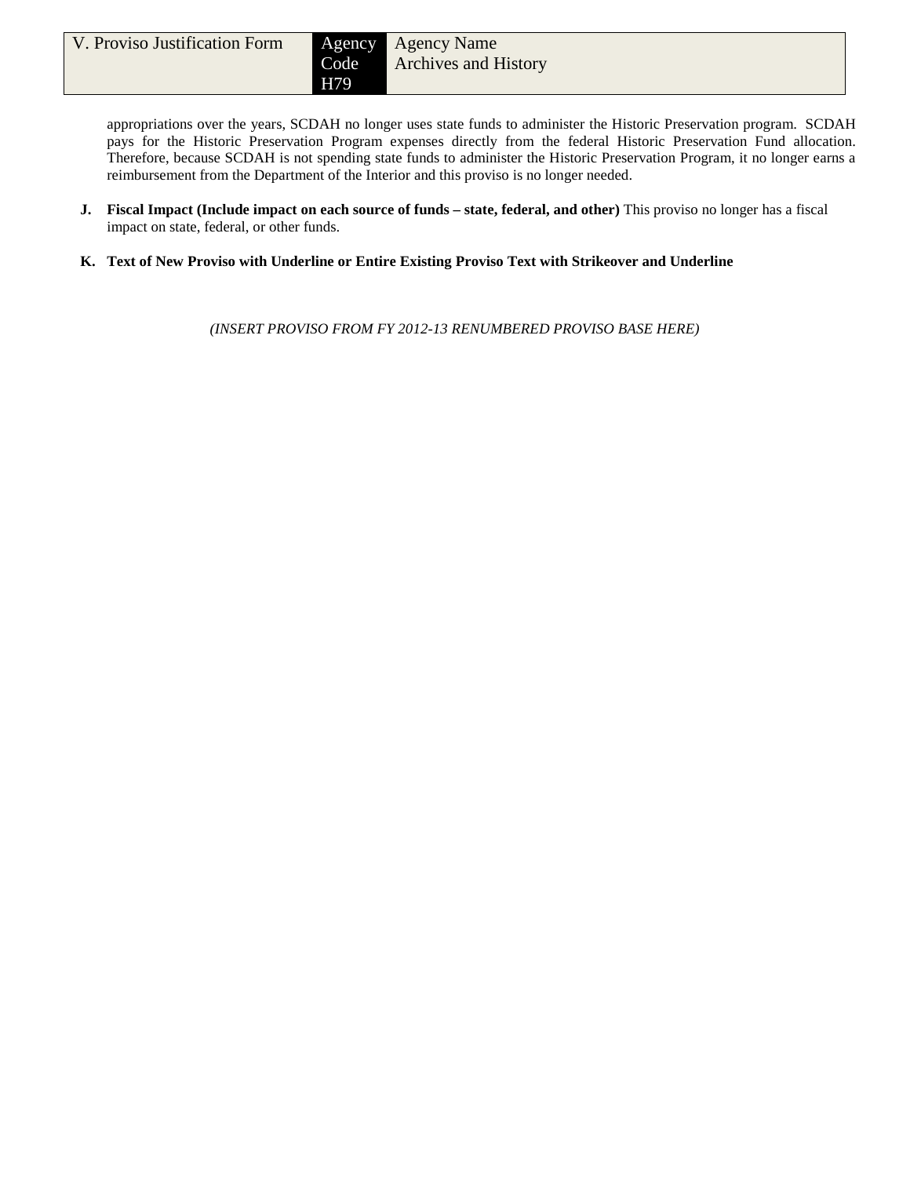appropriations over the years, SCDAH no longer uses state funds to administer the Historic Preservation program. SCDAH pays for the Historic Preservation Program expenses directly from the federal Historic Preservation Fund allocation. Therefore, because SCDAH is not spending state funds to administer the Historic Preservation Program, it no longer earns a reimbursement from the Department of the Interior and this proviso is no longer needed.

**J. Fiscal Impact (Include impact on each source of funds – state, federal, and other)** This proviso no longer has a fiscal impact on state, federal, or other funds.

**K. Text of New Proviso with Underline or Entire Existing Proviso Text with Strikeover and Underline**

*(INSERT PROVISO FROM FY 2012-13 RENUMBERED PROVISO BASE HERE)*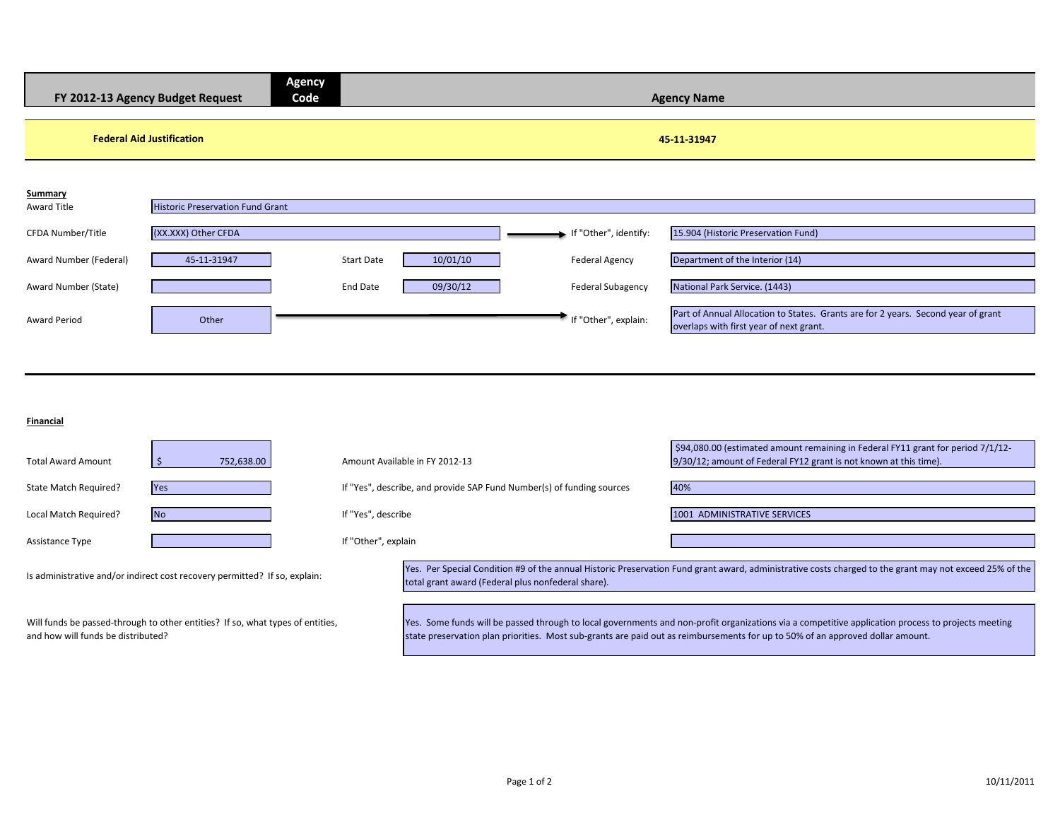| FY 2012-13 Agency Budget Request | Agency Code | Agency Name |
|---|---|---|

| Federal Aid Justification | 45-11-31947 |
|---|---|

**Summary**

| Field | Value | Field | Value | Field | Value |
|---|---|---|---|---|---|
| Award Title | Historic Preservation Fund Grant | | | | |
| CFDA Number/Title | (XX.XXX) Other CFDA | | | If "Other", identify: | 15.904 (Historic Preservation Fund) |
| Award Number (Federal) | 45-11-31947 | Start Date | 10/01/10 | Federal Agency | Department of the Interior (14) |
| Award Number (State) | | End Date | 09/30/12 | Federal Subagency | National Park Service. (1443) |
| Award Period | Other | | | If "Other", explain: | Part of Annual Allocation to States. Grants are for 2 years. Second year of grant overlaps with first year of next grant. |

**Financial**

| Field | Value | Field | Value |
|---|---|---|---|
| Total Award Amount | $ 752,638.00 | Amount Available in FY 2012-13 | $94,080.00 (estimated amount remaining in Federal FY11 grant for period 7/1/12-9/30/12; amount of Federal FY12 grant is not known at this time). |
| State Match Required? | Yes | If "Yes", describe, and provide SAP Fund Number(s) of funding sources | 40% |
| Local Match Required? | No | If "Yes", describe | 1001 ADMINISTRATIVE SERVICES |
| Assistance Type | | If "Other", explain | |

Is administrative and/or indirect cost recovery permitted? If so, explain:

Yes. Per Special Condition #9 of the annual Historic Preservation Fund grant award, administrative costs charged to the grant may not exceed 25% of the total grant award (Federal plus nonfederal share).

Will funds be passed-through to other entities? If so, what types of entities, and how will funds be distributed?

Yes. Some funds will be passed through to local governments and non-profit organizations via a competitive application process to projects meeting state preservation plan priorities. Most sub-grants are paid out as reimbursements for up to 50% of an approved dollar amount.

10/11/2011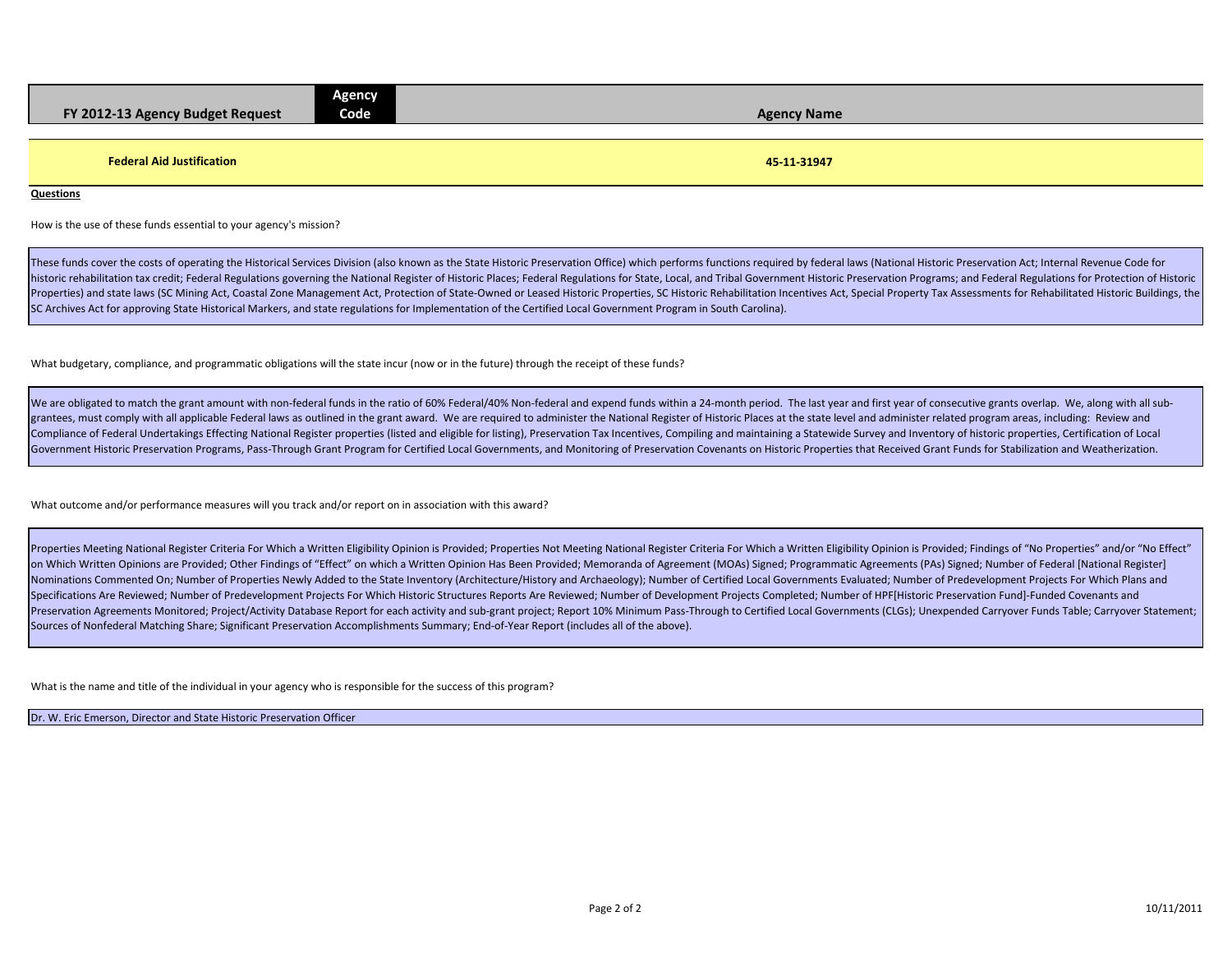| FY 2012-13 Agency Budget Request | Agency Code | Agency Name |
|---|---|---|
| **Federal Aid Justification** | | **45-11-31947** |

**Questions**

How is the use of these funds essential to your agency's mission?

These funds cover the costs of operating the Historical Services Division (also known as the State Historic Preservation Office) which performs functions required by federal laws (National Historic Preservation Act; Internal Revenue Code for historic rehabilitation tax credit; Federal Regulations governing the National Register of Historic Places; Federal Regulations for State, Local, and Tribal Government Historic Preservation Programs; and Federal Regulations for Protection of Historic Properties) and state laws (SC Mining Act, Coastal Zone Management Act, Protection of State-Owned or Leased Historic Properties, SC Historic Rehabilitation Incentives Act, Special Property Tax Assessments for Rehabilitated Historic Buildings, the SC Archives Act for approving State Historical Markers, and state regulations for Implementation of the Certified Local Government Program in South Carolina).

What budgetary, compliance, and programmatic obligations will the state incur (now or in the future) through the receipt of these funds?

We are obligated to match the grant amount with non-federal funds in the ratio of 60% Federal/40% Non-federal and expend funds within a 24-month period. The last year and first year of consecutive grants overlap. We, along with all sub-grantees, must comply with all applicable Federal laws as outlined in the grant award. We are required to administer the National Register of Historic Places at the state level and administer related program areas, including: Review and Compliance of Federal Undertakings Effecting National Register properties (listed and eligible for listing), Preservation Tax Incentives, Compiling and maintaining a Statewide Survey and Inventory of historic properties, Certification of Local Government Historic Preservation Programs, Pass-Through Grant Program for Certified Local Governments, and Monitoring of Preservation Covenants on Historic Properties that Received Grant Funds for Stabilization and Weatherization.

What outcome and/or performance measures will you track and/or report on in association with this award?

Properties Meeting National Register Criteria For Which a Written Eligibility Opinion is Provided; Properties Not Meeting National Register Criteria For Which a Written Eligibility Opinion is Provided; Findings of "No Properties" and/or "No Effect" on Which Written Opinions are Provided; Other Findings of "Effect" on which a Written Opinion Has Been Provided; Memoranda of Agreement (MOAs) Signed; Programmatic Agreements (PAs) Signed; Number of Federal [National Register] Nominations Commented On; Number of Properties Newly Added to the State Inventory (Architecture/History and Archaeology); Number of Certified Local Governments Evaluated; Number of Predevelopment Projects For Which Plans and Specifications Are Reviewed; Number of Predevelopment Projects For Which Historic Structures Reports Are Reviewed; Number of Development Projects Completed; Number of HPF[Historic Preservation Fund]-Funded Covenants and Preservation Agreements Monitored; Project/Activity Database Report for each activity and sub-grant project; Report 10% Minimum Pass-Through to Certified Local Governments (CLGs); Unexpended Carryover Funds Table; Carryover Statement; Sources of Nonfederal Matching Share; Significant Preservation Accomplishments Summary; End-of-Year Report (includes all of the above).

What is the name and title of the individual in your agency who is responsible for the success of this program?

Dr. W. Eric Emerson, Director and State Historic Preservation Officer

10/11/2011